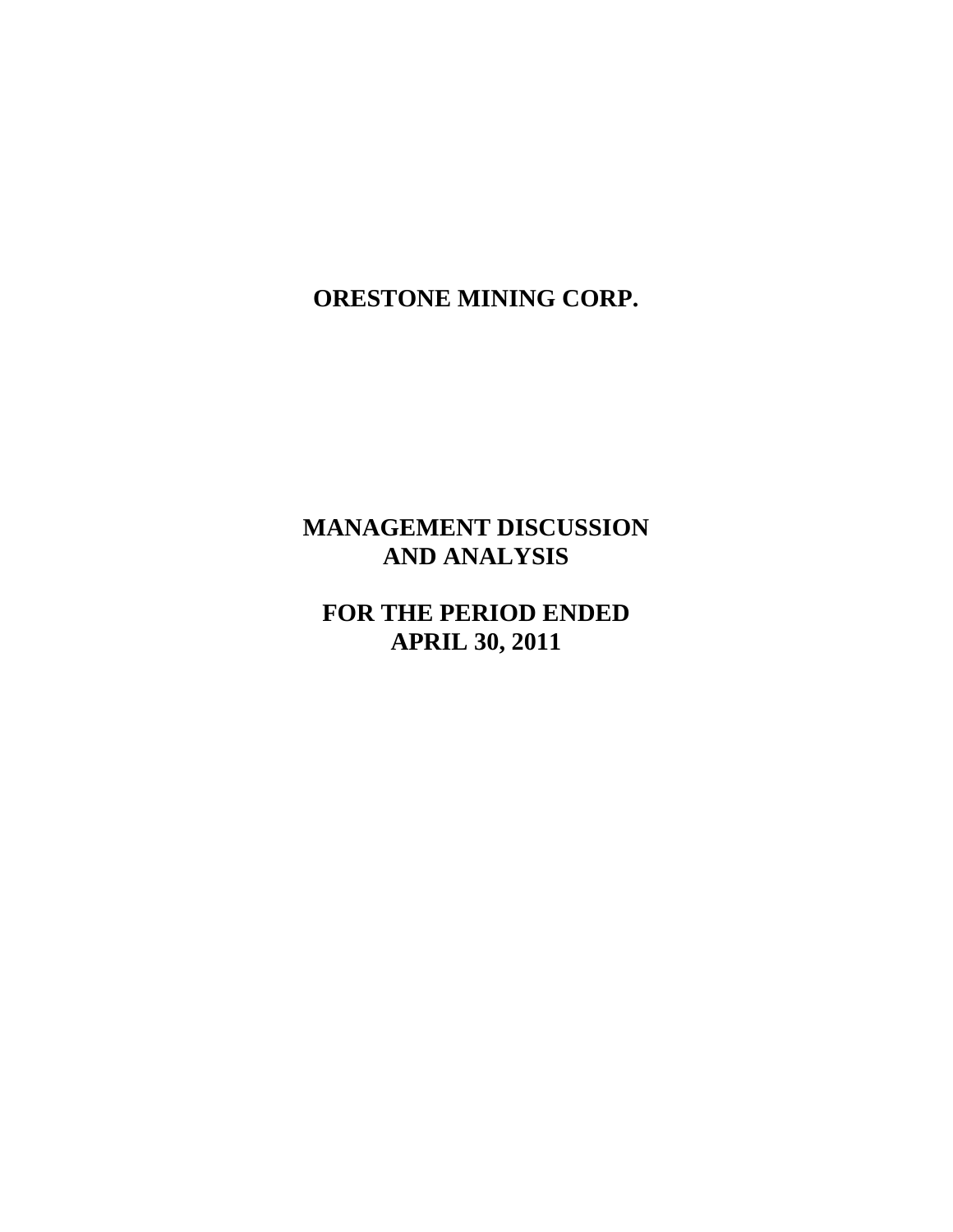# ORESTONE MINING CORP.

# MANAGEMENT DISCUSSION AND ANALYSIS

# FOR THE PERIOD ENDED APRIL 30, 2011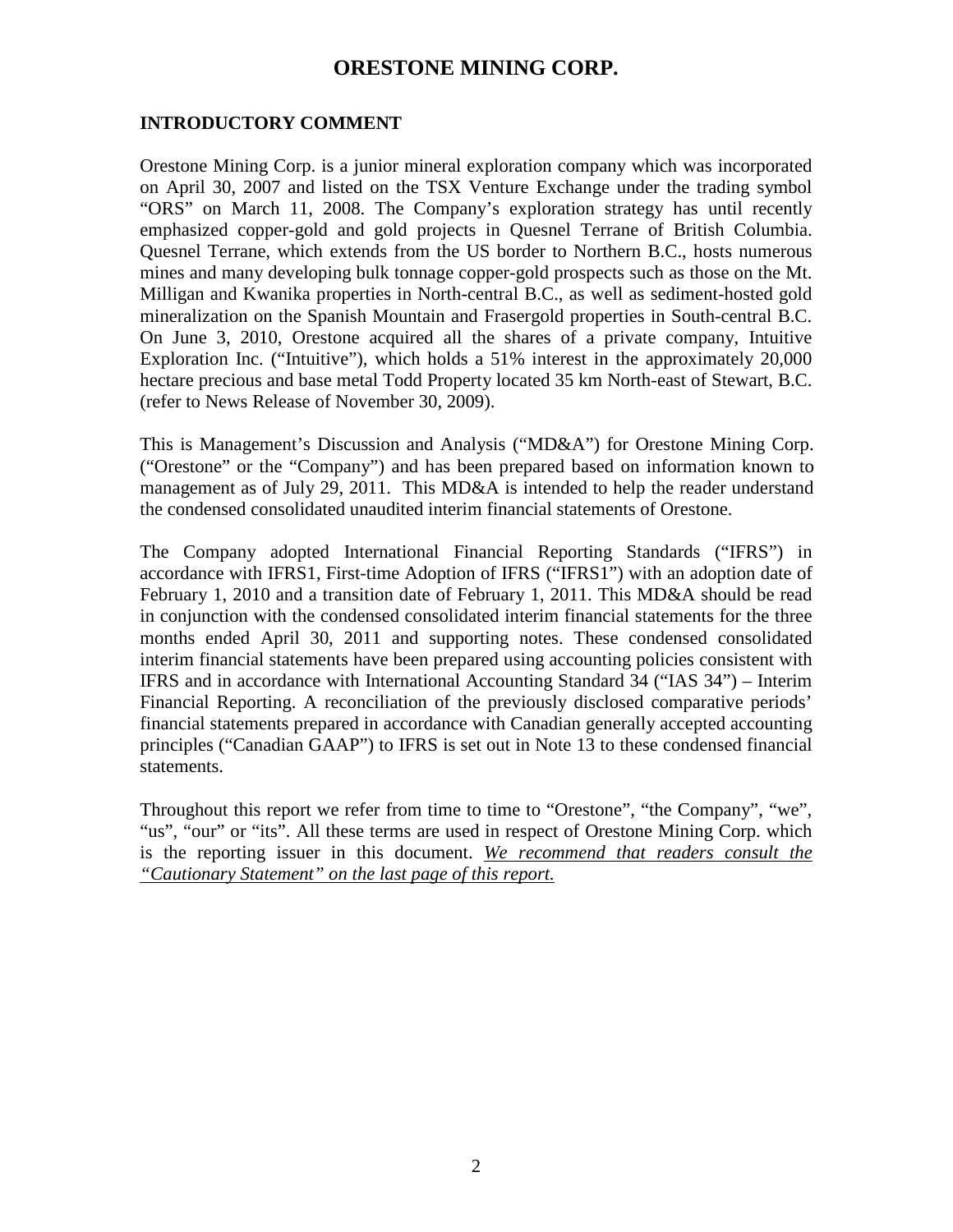# ORESTONE MINING CORP.

## INTRODUCTORY COMMENT

Orestone Mining Corp. is a junior mineral exploration company which was incorporated on April 30, 2007 and listed on the TSX Venture Exchange under the trading symbol "ORS" on March 11, 2008. The Company's exploration strategy has until recently emphasized copper-gold and gold projects in Quesnel Terrane of British Columbia. Quesnel Terrane, which extends from the US border to Northern B.C., hosts numerous mines and many developing bulk tonnage copper-gold prospects such as those on the Mt. Milligan and Kwanika properties in North-central B.C., as well as sediment-hosted gold mineralization on the Spanish Mountain and Frasergold properties in South-central B.C. On June 3, 2010, Orestone acquired all the shares of a private company, Intuitive Exploration Inc. ("Intuitive"), which holds a 51% interest in the approximately 20,000 hectare precious and base metal Todd Property located 35 km North-east of Stewart, B.C. (refer to News Release of November 30, 2009).

This is Management's Discussion and Analysis ("MD&A") for Orestone Mining Corp. ("Orestone" or the "Company") and has been prepared based on information known to management as of July 29, 2011. This MD&A is intended to help the reader understand the condensed consolidated unaudited interim financial statements of Orestone.

The Company adopted International Financial Reporting Standards ("IFRS") in accordance with IFRS1, First-time Adoption of IFRS ("IFRS1") with an adoption date of February 1, 2010 and a transition date of February 1, 2011. This MD&A should be read in conjunction with the condensed consolidated interim financial statements for the three months ended April 30, 2011 and supporting notes. These condensed consolidated interim financial statements have been prepared using accounting policies consistent with IFRS and in accordance with International Accounting Standard 34 ("IAS 34") – Interim Financial Reporting. A reconciliation of the previously disclosed comparative periods' financial statements prepared in accordance with Canadian generally accepted accounting principles ("Canadian GAAP") to IFRS is set out in Note 13 to these condensed financial statements.

Throughout this report we refer from time to time to "Orestone", "the Company", "we", "us", "our" or "its". All these terms are used in respect of Orestone Mining Corp. which is the reporting issuer in this document. *We recommend that readers consult the "Cautionary Statement" on the last page of this report.*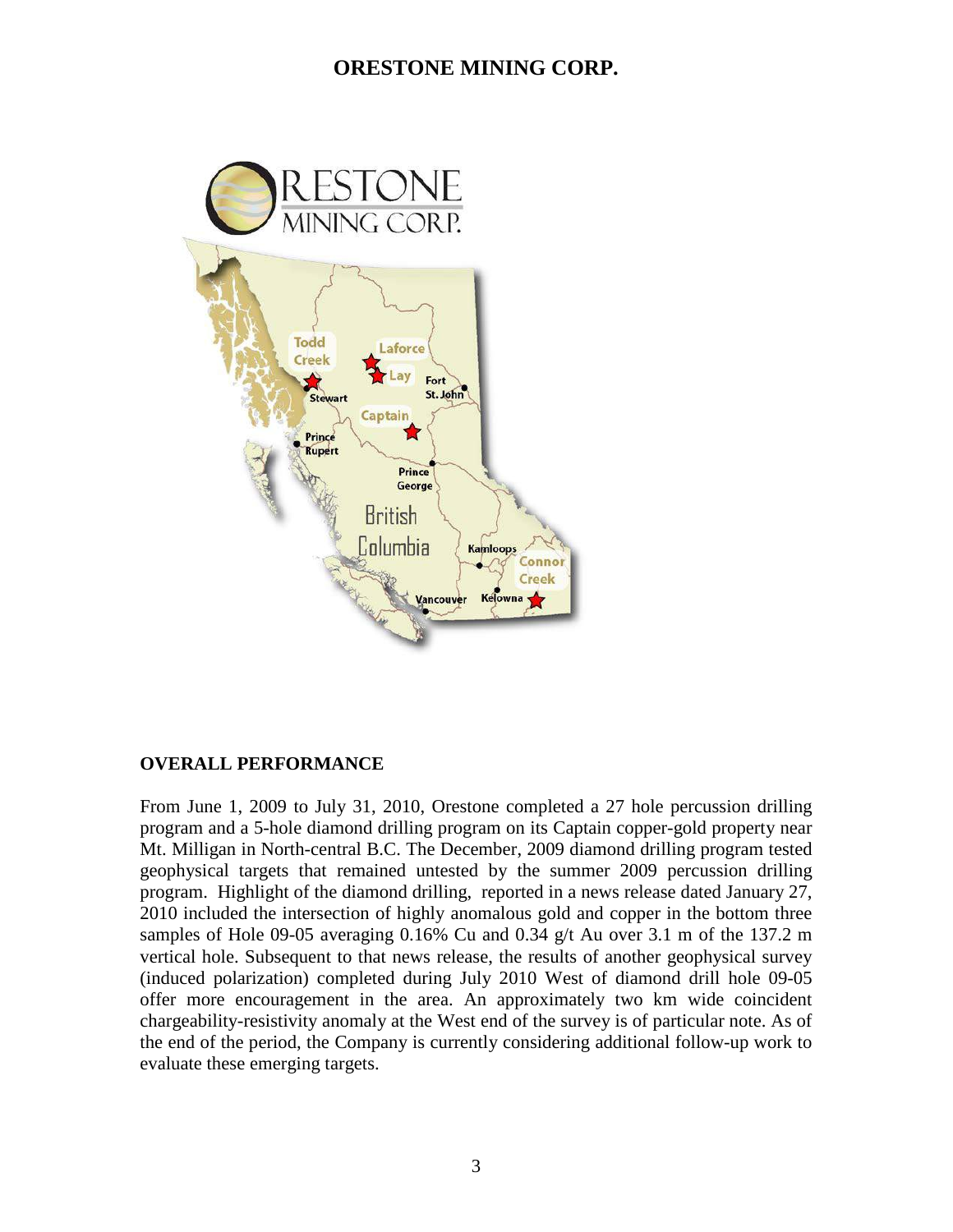# ORESTONE MINING CORP.

## OVERALL PERFORMANCE

From June 1, 2009 to July 31, 2010, Orestone completed a 27 hole percussion drilling program and a 5-hole diamond drilling program on its Captain copper-gold property near Mt. Milligan in North-central B.C. The December, 2009 diamond drilling program tested geophysical targets that remained untested by the summer 2009 percussion drilling program. Highlight of the diamond drilling, reported in a news release dated January 27, 2010 included the intersection of highly anomalous gold and copper in the bottom three samples of Hole 09-05 averaging 0.16% Cu and 0.34 g/t Au over 3.1 m of the 137.2 m vertical hole. Subsequent to that news release, the results of another geophysical survey (induced polarization) completed during July 2010 West of diamond drill hole 09-05 offer more encouragement in the area. An approximately two km wide coincident chargeability-resistivity anomaly at the West end of the survey is of particular note. As of the end of the period, the Company is currently considering additional follow-up work to evaluate these emerging targets.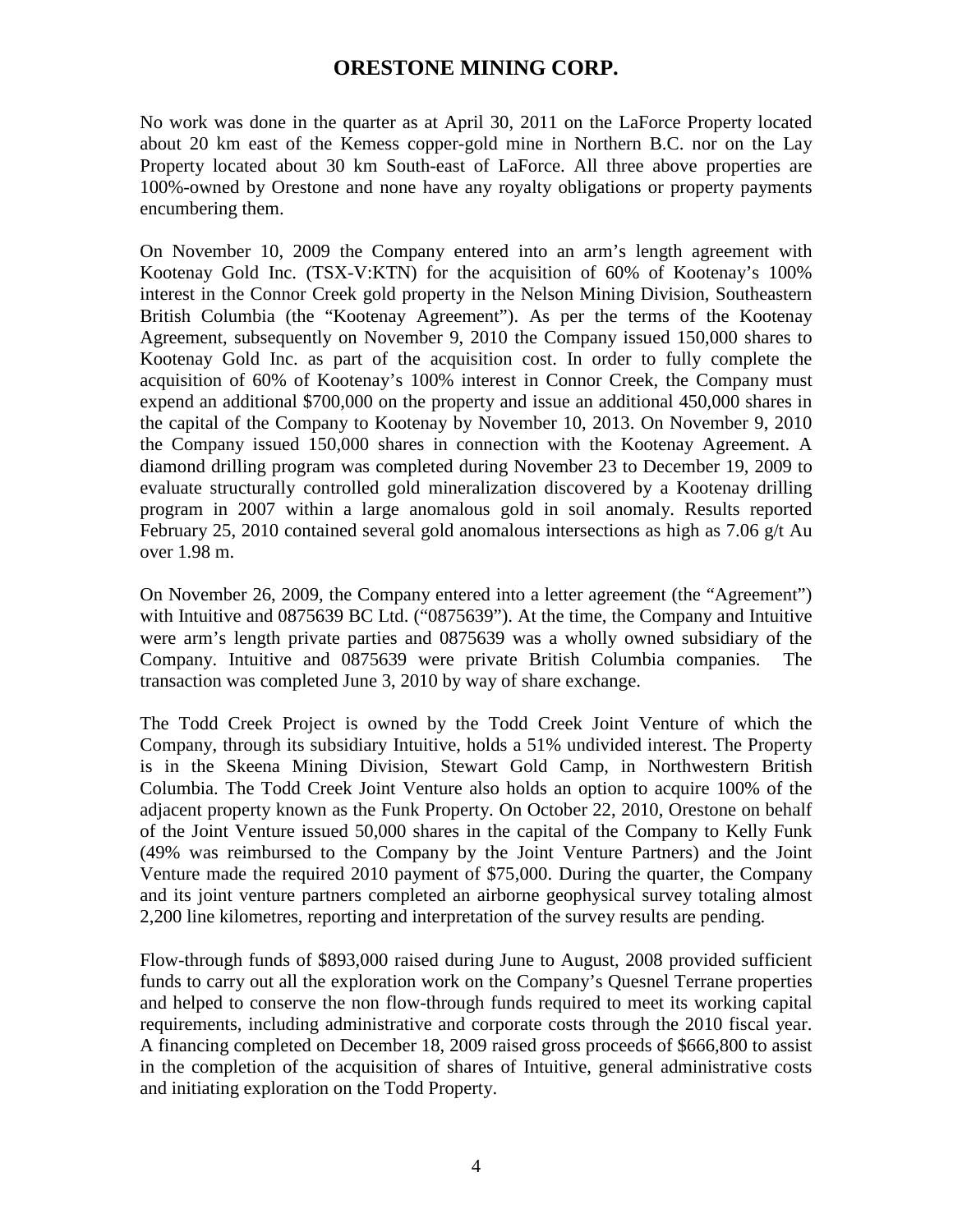No work was done in the quarter as at April 30, 2011 on the LaForce Property located about 20 km east of the Kemess copper-gold mine in Northern B.C. nor on the Lay Property located about 30 km South-east of LaForce. All three above properties are 100%-owned by Orestone and none have any royalty obligations or property payments encumbering them.

On November 10, 2009 the Company entered into an arm's length agreement with Kootenay Gold Inc. (TSX-V:KTN) for the acquisition of 60% of Kootenay's 100% interest in the Connor Creek gold property in the Nelson Mining Division, Southeastern British Columbia (the "Kootenay Agreement"). As per the terms of the Kootenay Agreement, subsequently on November 9, 2010 the Company issued 150,000 shares to Kootenay Gold Inc. as part of the acquisition cost. In order to fully complete the acquisition of 60% of Kootenay's 100% interest in Connor Creek, the Company must expend an additional $700,000 on the property and issue an additional 450,000 shares in the capital of the Company to Kootenay by November 10, 2013. On November 9, 2010 the Company issued 150,000 shares in connection with the Kootenay Agreement. A diamond drilling program was completed during November 23 to December 19, 2009 to evaluate structurally controlled gold mineralization discovered by a Kootenay drilling program in 2007 within a large anomalous gold in soil anomaly. Results reported February 25, 2010 contained several gold anomalous intersections as high as 7.06 g/t Au over 1.98 m.

On November 26, 2009, the Company entered into a letter agreement (the "Agreement") with Intuitive and 0875639 BC Ltd. ("0875639"). At the time, the Company and Intuitive were arm's length private parties and 0875639 was a wholly owned subsidiary of the Company. Intuitive and 0875639 were private British Columbia companies. The transaction was completed June 3, 2010 by way of share exchange.

The Todd Creek Project is owned by the Todd Creek Joint Venture of which the Company, through its subsidiary Intuitive, holds a 51% undivided interest. The Property is in the Skeena Mining Division, Stewart Gold Camp, in Northwestern British Columbia. The Todd Creek Joint Venture also holds an option to acquire 100% of the adjacent property known as the Funk Property. On October 22, 2010, Orestone on behalf of the Joint Venture issued 50,000 shares in the capital of the Company to Kelly Funk (49% was reimbursed to the Company by the Joint Venture Partners) and the Joint Venture made the required 2010 payment of $75,000. During the quarter, the Company and its joint venture partners completed an airborne geophysical survey totaling almost 2,200 line kilometres, reporting and interpretation of the survey results are pending.

Flow-through funds of $893,000 raised during June to August, 2008 provided sufficient funds to carry out all the exploration work on the Company's Quesnel Terrane properties and helped to conserve the non flow-through funds required to meet its working capital requirements, including administrative and corporate costs through the 2010 fiscal year. A financing completed on December 18, 2009 raised gross proceeds of $666,800 to assist in the completion of the acquisition of shares of Intuitive, general administrative costs and initiating exploration on the Todd Property.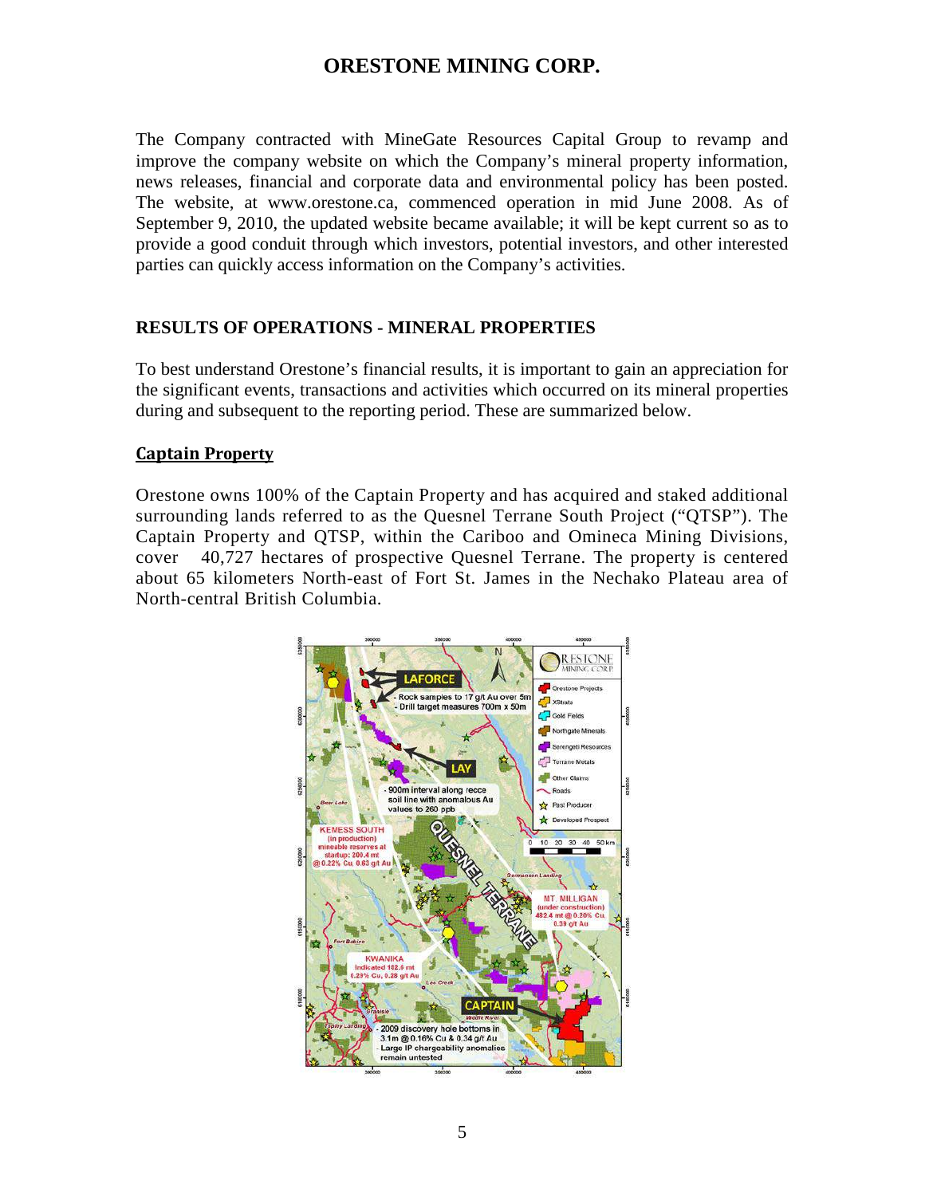# ORESTONE MINING CORP.

The Company contracted with MineGate Resources Capital Group to revamp and improve the company website on which the Company's mineral property information, news releases, financial and corporate data and environmental policy has been posted. The website, at www.orestone.ca, commenced operation in mid June 2008. As of September 9, 2010, the updated website became available; it will be kept current so as to provide a good conduit through which investors, potential investors, and other interested parties can quickly access information on the Company's activities.

## RESULTS OF OPERATIONS - MINERAL PROPERTIES

To best understand Orestone's financial results, it is important to gain an appreciation for the significant events, transactions and activities which occurred on its mineral properties during and subsequent to the reporting period. These are summarized below.

### Captain Property

Orestone owns 100% of the Captain Property and has acquired and staked additional surrounding lands referred to as the Quesnel Terrane South Project ("QTSP"). The Captain Property and QTSP, within the Cariboo and Omineca Mining Divisions, cover 40,727 hectares of prospective Quesnel Terrane. The property is centered about 65 kilometers North-east of Fort St. James in the Nechako Plateau area of North-central British Columbia.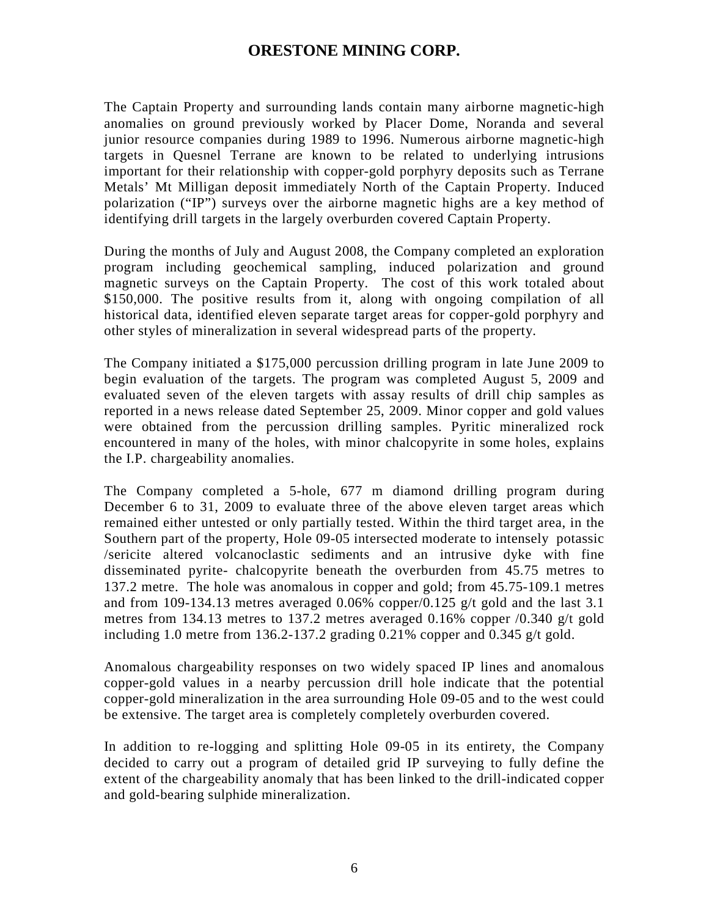# ORESTONE MINING CORP.

The Captain Property and surrounding lands contain many airborne magnetic-high anomalies on ground previously worked by Placer Dome, Noranda and several junior resource companies during 1989 to 1996. Numerous airborne magnetic-high targets in Quesnel Terrane are known to be related to underlying intrusions important for their relationship with copper-gold porphyry deposits such as Terrane Metals' Mt Milligan deposit immediately North of the Captain Property. Induced polarization ("IP") surveys over the airborne magnetic highs are a key method of identifying drill targets in the largely overburden covered Captain Property.

During the months of July and August 2008, the Company completed an exploration program including geochemical sampling, induced polarization and ground magnetic surveys on the Captain Property. The cost of this work totaled about $150,000. The positive results from it, along with ongoing compilation of all historical data, identified eleven separate target areas for copper-gold porphyry and other styles of mineralization in several widespread parts of the property.

The Company initiated a $175,000 percussion drilling program in late June 2009 to begin evaluation of the targets. The program was completed August 5, 2009 and evaluated seven of the eleven targets with assay results of drill chip samples as reported in a news release dated September 25, 2009. Minor copper and gold values were obtained from the percussion drilling samples. Pyritic mineralized rock encountered in many of the holes, with minor chalcopyrite in some holes, explains the I.P. chargeability anomalies.

The Company completed a 5-hole, 677 m diamond drilling program during December 6 to 31, 2009 to evaluate three of the above eleven target areas which remained either untested or only partially tested. Within the third target area, in the Southern part of the property, Hole 09-05 intersected moderate to intensely potassic /sericite altered volcanoclastic sediments and an intrusive dyke with fine disseminated pyrite- chalcopyrite beneath the overburden from 45.75 metres to 137.2 metre. The hole was anomalous in copper and gold; from 45.75-109.1 metres and from 109-134.13 metres averaged 0.06% copper/0.125 g/t gold and the last 3.1 metres from 134.13 metres to 137.2 metres averaged 0.16% copper /0.340 g/t gold including 1.0 metre from 136.2-137.2 grading 0.21% copper and 0.345 g/t gold.

Anomalous chargeability responses on two widely spaced IP lines and anomalous copper-gold values in a nearby percussion drill hole indicate that the potential copper-gold mineralization in the area surrounding Hole 09-05 and to the west could be extensive. The target area is completely completely overburden covered.

In addition to re-logging and splitting Hole 09-05 in its entirety, the Company decided to carry out a program of detailed grid IP surveying to fully define the extent of the chargeability anomaly that has been linked to the drill-indicated copper and gold-bearing sulphide mineralization.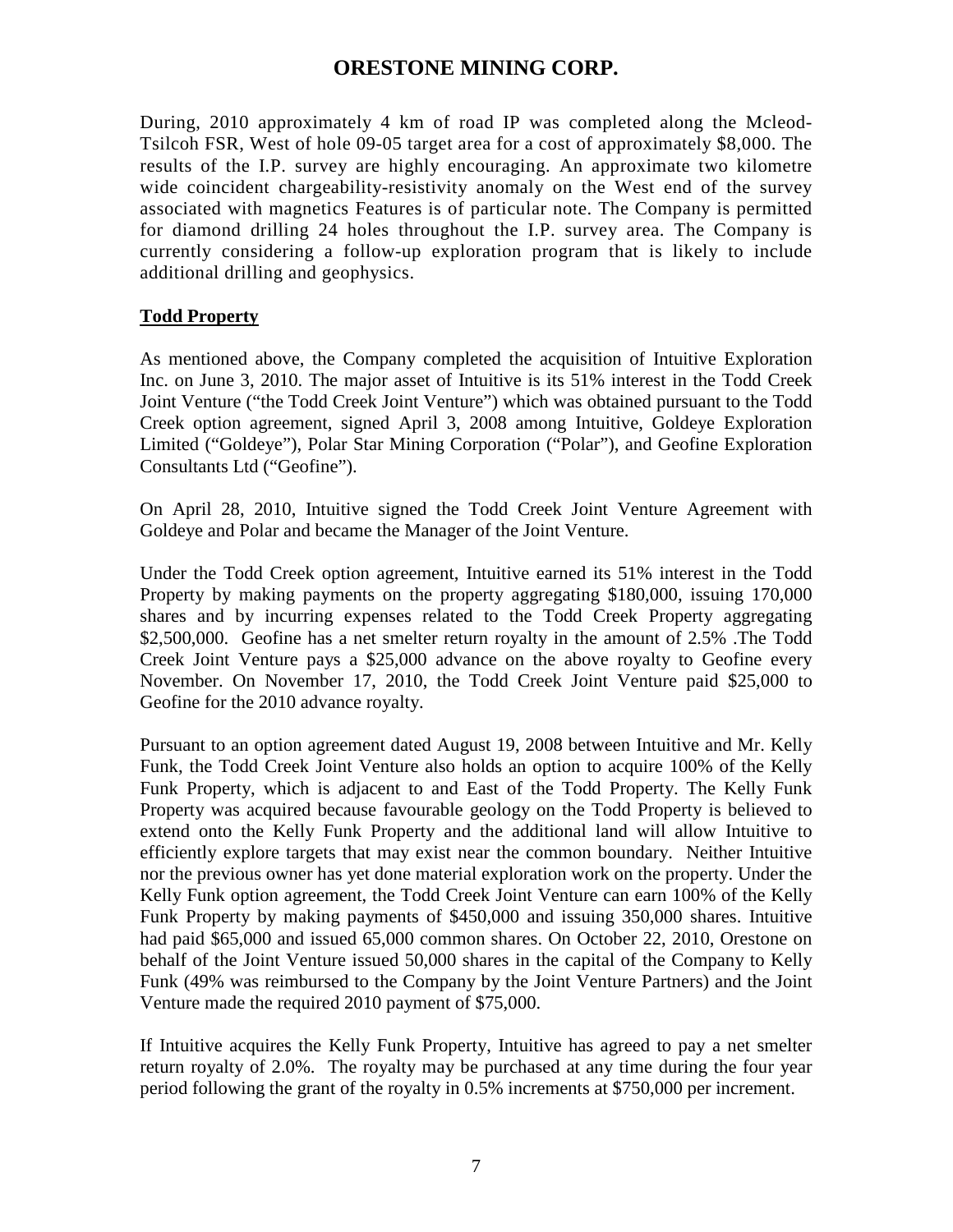During, 2010 approximately 4 km of road IP was completed along the Mcleod-Tsilcoh FSR, West of hole 09-05 target area for a cost of approximately $8,000. The results of the I.P. survey are highly encouraging. An approximate two kilometre wide coincident chargeability-resistivity anomaly on the West end of the survey associated with magnetics Features is of particular note. The Company is permitted for diamond drilling 24 holes throughout the I.P. survey area. The Company is currently considering a follow-up exploration program that is likely to include additional drilling and geophysics.

**Todd Property**

As mentioned above, the Company completed the acquisition of Intuitive Exploration Inc. on June 3, 2010. The major asset of Intuitive is its 51% interest in the Todd Creek Joint Venture ("the Todd Creek Joint Venture") which was obtained pursuant to the Todd Creek option agreement, signed April 3, 2008 among Intuitive, Goldeye Exploration Limited ("Goldeye"), Polar Star Mining Corporation ("Polar"), and Geofine Exploration Consultants Ltd ("Geofine").

On April 28, 2010, Intuitive signed the Todd Creek Joint Venture Agreement with Goldeye and Polar and became the Manager of the Joint Venture.

Under the Todd Creek option agreement, Intuitive earned its 51% interest in the Todd Property by making payments on the property aggregating $180,000, issuing 170,000 shares and by incurring expenses related to the Todd Creek Property aggregating $2,500,000. Geofine has a net smelter return royalty in the amount of 2.5% .The Todd Creek Joint Venture pays a $25,000 advance on the above royalty to Geofine every November. On November 17, 2010, the Todd Creek Joint Venture paid $25,000 to Geofine for the 2010 advance royalty.

Pursuant to an option agreement dated August 19, 2008 between Intuitive and Mr. Kelly Funk, the Todd Creek Joint Venture also holds an option to acquire 100% of the Kelly Funk Property, which is adjacent to and East of the Todd Property. The Kelly Funk Property was acquired because favourable geology on the Todd Property is believed to extend onto the Kelly Funk Property and the additional land will allow Intuitive to efficiently explore targets that may exist near the common boundary. Neither Intuitive nor the previous owner has yet done material exploration work on the property. Under the Kelly Funk option agreement, the Todd Creek Joint Venture can earn 100% of the Kelly Funk Property by making payments of $450,000 and issuing 350,000 shares. Intuitive had paid $65,000 and issued 65,000 common shares. On October 22, 2010, Orestone on behalf of the Joint Venture issued 50,000 shares in the capital of the Company to Kelly Funk (49% was reimbursed to the Company by the Joint Venture Partners) and the Joint Venture made the required 2010 payment of $75,000.

If Intuitive acquires the Kelly Funk Property, Intuitive has agreed to pay a net smelter return royalty of 2.0%. The royalty may be purchased at any time during the four year period following the grant of the royalty in 0.5% increments at $750,000 per increment.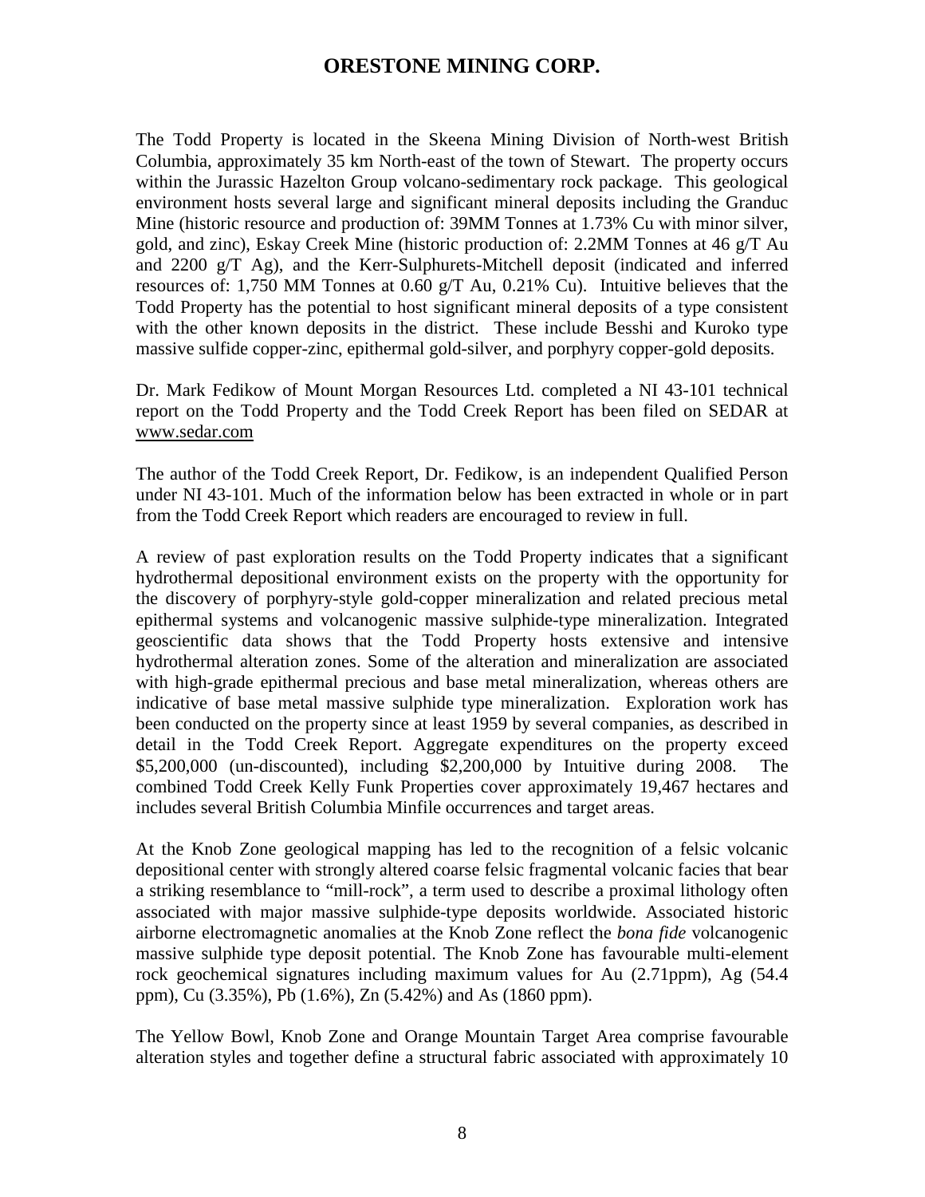# ORESTONE MINING CORP.

The Todd Property is located in the Skeena Mining Division of North-west British Columbia, approximately 35 km North-east of the town of Stewart. The property occurs within the Jurassic Hazelton Group volcano-sedimentary rock package. This geological environment hosts several large and significant mineral deposits including the Granduc Mine (historic resource and production of: 39MM Tonnes at 1.73% Cu with minor silver, gold, and zinc), Eskay Creek Mine (historic production of: 2.2MM Tonnes at 46 g/T Au and 2200 g/T Ag), and the Kerr-Sulphurets-Mitchell deposit (indicated and inferred resources of: 1,750 MM Tonnes at 0.60 g/T Au, 0.21% Cu). Intuitive believes that the Todd Property has the potential to host significant mineral deposits of a type consistent with the other known deposits in the district. These include Besshi and Kuroko type massive sulfide copper-zinc, epithermal gold-silver, and porphyry copper-gold deposits.

Dr. Mark Fedikow of Mount Morgan Resources Ltd. completed a NI 43-101 technical report on the Todd Property and the Todd Creek Report has been filed on SEDAR at www.sedar.com

The author of the Todd Creek Report, Dr. Fedikow, is an independent Qualified Person under NI 43-101. Much of the information below has been extracted in whole or in part from the Todd Creek Report which readers are encouraged to review in full.

A review of past exploration results on the Todd Property indicates that a significant hydrothermal depositional environment exists on the property with the opportunity for the discovery of porphyry-style gold-copper mineralization and related precious metal epithermal systems and volcanogenic massive sulphide-type mineralization. Integrated geoscientific data shows that the Todd Property hosts extensive and intensive hydrothermal alteration zones. Some of the alteration and mineralization are associated with high-grade epithermal precious and base metal mineralization, whereas others are indicative of base metal massive sulphide type mineralization. Exploration work has been conducted on the property since at least 1959 by several companies, as described in detail in the Todd Creek Report. Aggregate expenditures on the property exceed \$5,200,000 (un-discounted), including \$2,200,000 by Intuitive during 2008. The combined Todd Creek Kelly Funk Properties cover approximately 19,467 hectares and includes several British Columbia Minfile occurrences and target areas.

At the Knob Zone geological mapping has led to the recognition of a felsic volcanic depositional center with strongly altered coarse felsic fragmental volcanic facies that bear a striking resemblance to "mill-rock", a term used to describe a proximal lithology often associated with major massive sulphide-type deposits worldwide. Associated historic airborne electromagnetic anomalies at the Knob Zone reflect the *bona fide* volcanogenic massive sulphide type deposit potential. The Knob Zone has favourable multi-element rock geochemical signatures including maximum values for Au (2.71ppm), Ag (54.4 ppm), Cu (3.35%), Pb (1.6%), Zn (5.42%) and As (1860 ppm).

The Yellow Bowl, Knob Zone and Orange Mountain Target Area comprise favourable alteration styles and together define a structural fabric associated with approximately 10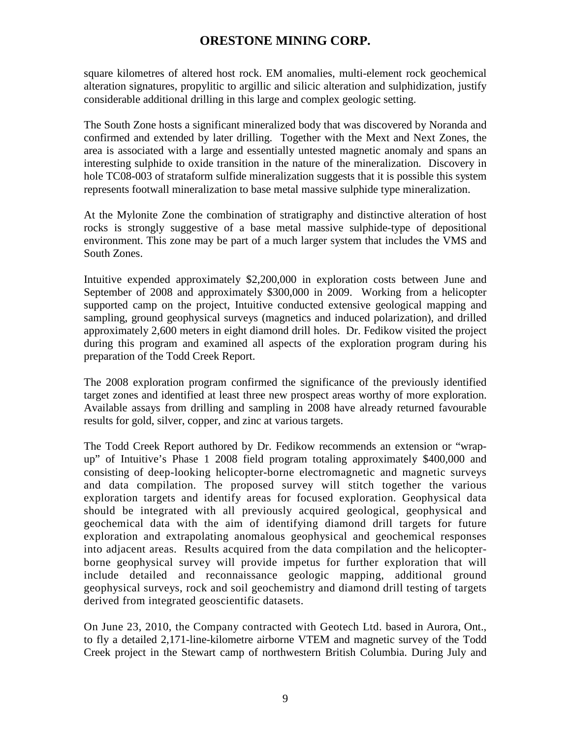square kilometres of altered host rock. EM anomalies, multi-element rock geochemical alteration signatures, propylitic to argillic and silicic alteration and sulphidization, justify considerable additional drilling in this large and complex geologic setting.

The South Zone hosts a significant mineralized body that was discovered by Noranda and confirmed and extended by later drilling. Together with the Mext and Next Zones, the area is associated with a large and essentially untested magnetic anomaly and spans an interesting sulphide to oxide transition in the nature of the mineralization. Discovery in hole TC08-003 of strataform sulfide mineralization suggests that it is possible this system represents footwall mineralization to base metal massive sulphide type mineralization.

At the Mylonite Zone the combination of stratigraphy and distinctive alteration of host rocks is strongly suggestive of a base metal massive sulphide-type of depositional environment. This zone may be part of a much larger system that includes the VMS and South Zones.

Intuitive expended approximately $2,200,000 in exploration costs between June and September of 2008 and approximately $300,000 in 2009. Working from a helicopter supported camp on the project, Intuitive conducted extensive geological mapping and sampling, ground geophysical surveys (magnetics and induced polarization), and drilled approximately 2,600 meters in eight diamond drill holes. Dr. Fedikow visited the project during this program and examined all aspects of the exploration program during his preparation of the Todd Creek Report.

The 2008 exploration program confirmed the significance of the previously identified target zones and identified at least three new prospect areas worthy of more exploration. Available assays from drilling and sampling in 2008 have already returned favourable results for gold, silver, copper, and zinc at various targets.

The Todd Creek Report authored by Dr. Fedikow recommends an extension or "wrap-up" of Intuitive's Phase 1 2008 field program totaling approximately $400,000 and consisting of deep-looking helicopter-borne electromagnetic and magnetic surveys and data compilation. The proposed survey will stitch together the various exploration targets and identify areas for focused exploration. Geophysical data should be integrated with all previously acquired geological, geophysical and geochemical data with the aim of identifying diamond drill targets for future exploration and extrapolating anomalous geophysical and geochemical responses into adjacent areas. Results acquired from the data compilation and the helicopter-borne geophysical survey will provide impetus for further exploration that will include detailed and reconnaissance geologic mapping, additional ground geophysical surveys, rock and soil geochemistry and diamond drill testing of targets derived from integrated geoscientific datasets.

On June 23, 2010, the Company contracted with Geotech Ltd. based in Aurora, Ont., to fly a detailed 2,171-line-kilometre airborne VTEM and magnetic survey of the Todd Creek project in the Stewart camp of northwestern British Columbia. During July and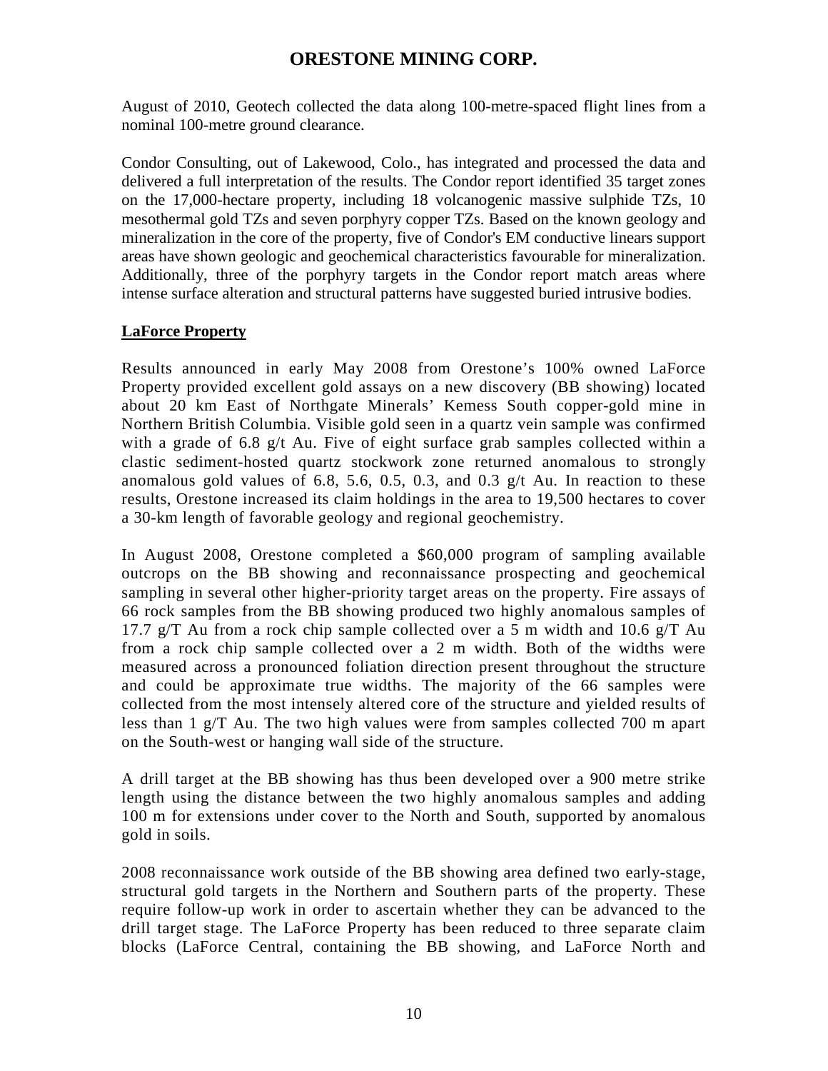August of 2010, Geotech collected the data along 100-metre-spaced flight lines from a nominal 100-metre ground clearance.

Condor Consulting, out of Lakewood, Colo., has integrated and processed the data and delivered a full interpretation of the results. The Condor report identified 35 target zones on the 17,000-hectare property, including 18 volcanogenic massive sulphide TZs, 10 mesothermal gold TZs and seven porphyry copper TZs. Based on the known geology and mineralization in the core of the property, five of Condor's EM conductive linears support areas have shown geologic and geochemical characteristics favourable for mineralization. Additionally, three of the porphyry targets in the Condor report match areas where intense surface alteration and structural patterns have suggested buried intrusive bodies.

**LaForce Property**

Results announced in early May 2008 from Orestone's 100% owned LaForce Property provided excellent gold assays on a new discovery (BB showing) located about 20 km East of Northgate Minerals' Kemess South copper-gold mine in Northern British Columbia. Visible gold seen in a quartz vein sample was confirmed with a grade of 6.8 g/t Au. Five of eight surface grab samples collected within a clastic sediment-hosted quartz stockwork zone returned anomalous to strongly anomalous gold values of 6.8, 5.6, 0.5, 0.3, and 0.3 g/t Au. In reaction to these results, Orestone increased its claim holdings in the area to 19,500 hectares to cover a 30-km length of favorable geology and regional geochemistry.

In August 2008, Orestone completed a $60,000 program of sampling available outcrops on the BB showing and reconnaissance prospecting and geochemical sampling in several other higher-priority target areas on the property. Fire assays of 66 rock samples from the BB showing produced two highly anomalous samples of 17.7 g/T Au from a rock chip sample collected over a 5 m width and 10.6 g/T Au from a rock chip sample collected over a 2 m width. Both of the widths were measured across a pronounced foliation direction present throughout the structure and could be approximate true widths. The majority of the 66 samples were collected from the most intensely altered core of the structure and yielded results of less than 1 g/T Au. The two high values were from samples collected 700 m apart on the South-west or hanging wall side of the structure.

A drill target at the BB showing has thus been developed over a 900 metre strike length using the distance between the two highly anomalous samples and adding 100 m for extensions under cover to the North and South, supported by anomalous gold in soils.

2008 reconnaissance work outside of the BB showing area defined two early-stage, structural gold targets in the Northern and Southern parts of the property. These require follow-up work in order to ascertain whether they can be advanced to the drill target stage. The LaForce Property has been reduced to three separate claim blocks (LaForce Central, containing the BB showing, and LaForce North and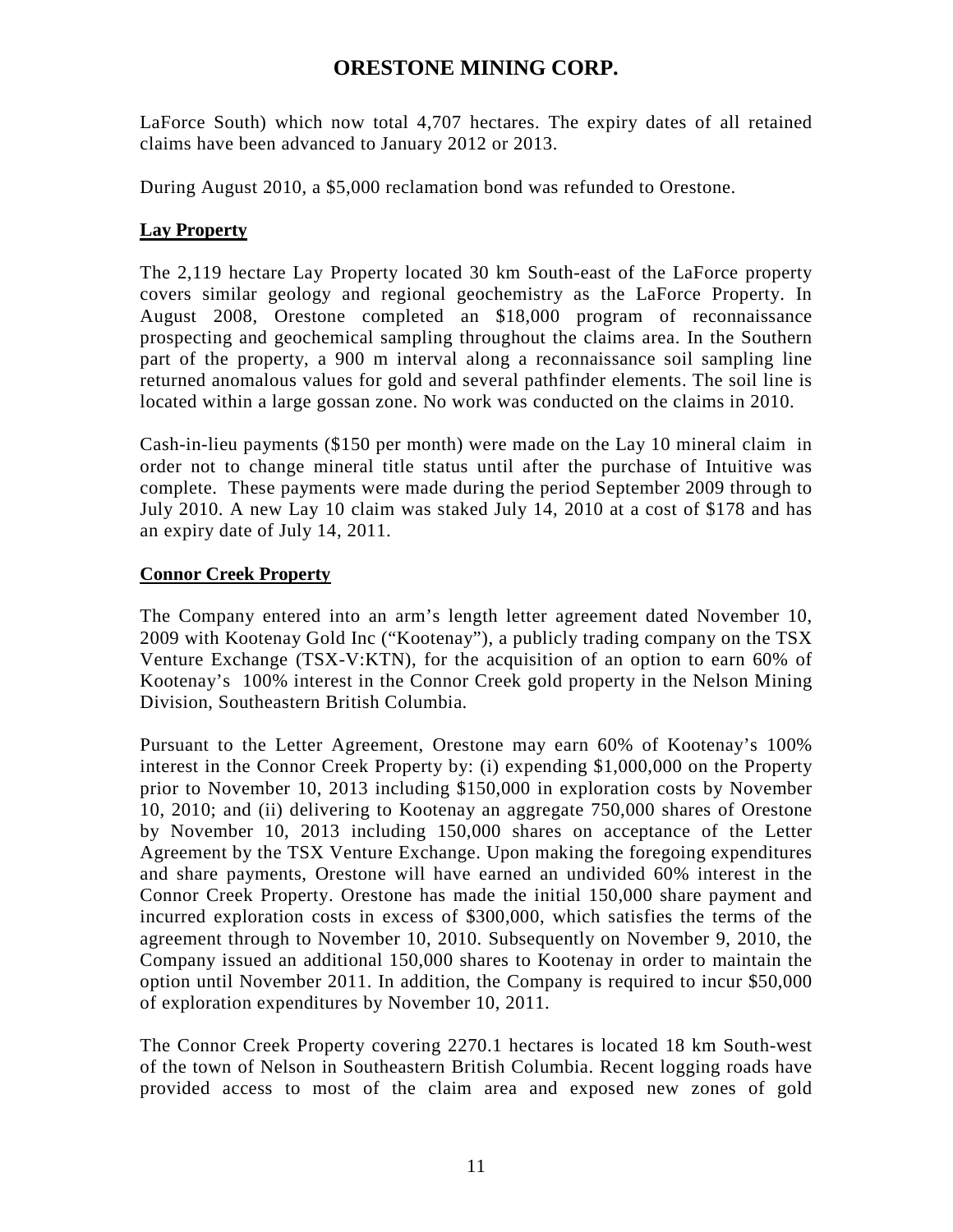LaForce South) which now total 4,707 hectares. The expiry dates of all retained claims have been advanced to January 2012 or 2013.

During August 2010, a $5,000 reclamation bond was refunded to Orestone.

## Lay Property

The 2,119 hectare Lay Property located 30 km South-east of the LaForce property covers similar geology and regional geochemistry as the LaForce Property. In August 2008, Orestone completed an $18,000 program of reconnaissance prospecting and geochemical sampling throughout the claims area. In the Southern part of the property, a 900 m interval along a reconnaissance soil sampling line returned anomalous values for gold and several pathfinder elements. The soil line is located within a large gossan zone. No work was conducted on the claims in 2010.

Cash-in-lieu payments ($150 per month) were made on the Lay 10 mineral claim in order not to change mineral title status until after the purchase of Intuitive was complete. These payments were made during the period September 2009 through to July 2010. A new Lay 10 claim was staked July 14, 2010 at a cost of $178 and has an expiry date of July 14, 2011.

## Connor Creek Property

The Company entered into an arm's length letter agreement dated November 10, 2009 with Kootenay Gold Inc ("Kootenay"), a publicly trading company on the TSX Venture Exchange (TSX-V:KTN), for the acquisition of an option to earn 60% of Kootenay's 100% interest in the Connor Creek gold property in the Nelson Mining Division, Southeastern British Columbia.

Pursuant to the Letter Agreement, Orestone may earn 60% of Kootenay's 100% interest in the Connor Creek Property by: (i) expending $1,000,000 on the Property prior to November 10, 2013 including $150,000 in exploration costs by November 10, 2010; and (ii) delivering to Kootenay an aggregate 750,000 shares of Orestone by November 10, 2013 including 150,000 shares on acceptance of the Letter Agreement by the TSX Venture Exchange. Upon making the foregoing expenditures and share payments, Orestone will have earned an undivided 60% interest in the Connor Creek Property. Orestone has made the initial 150,000 share payment and incurred exploration costs in excess of $300,000, which satisfies the terms of the agreement through to November 10, 2010. Subsequently on November 9, 2010, the Company issued an additional 150,000 shares to Kootenay in order to maintain the option until November 2011. In addition, the Company is required to incur $50,000 of exploration expenditures by November 10, 2011.

The Connor Creek Property covering 2270.1 hectares is located 18 km South-west of the town of Nelson in Southeastern British Columbia. Recent logging roads have provided access to most of the claim area and exposed new zones of gold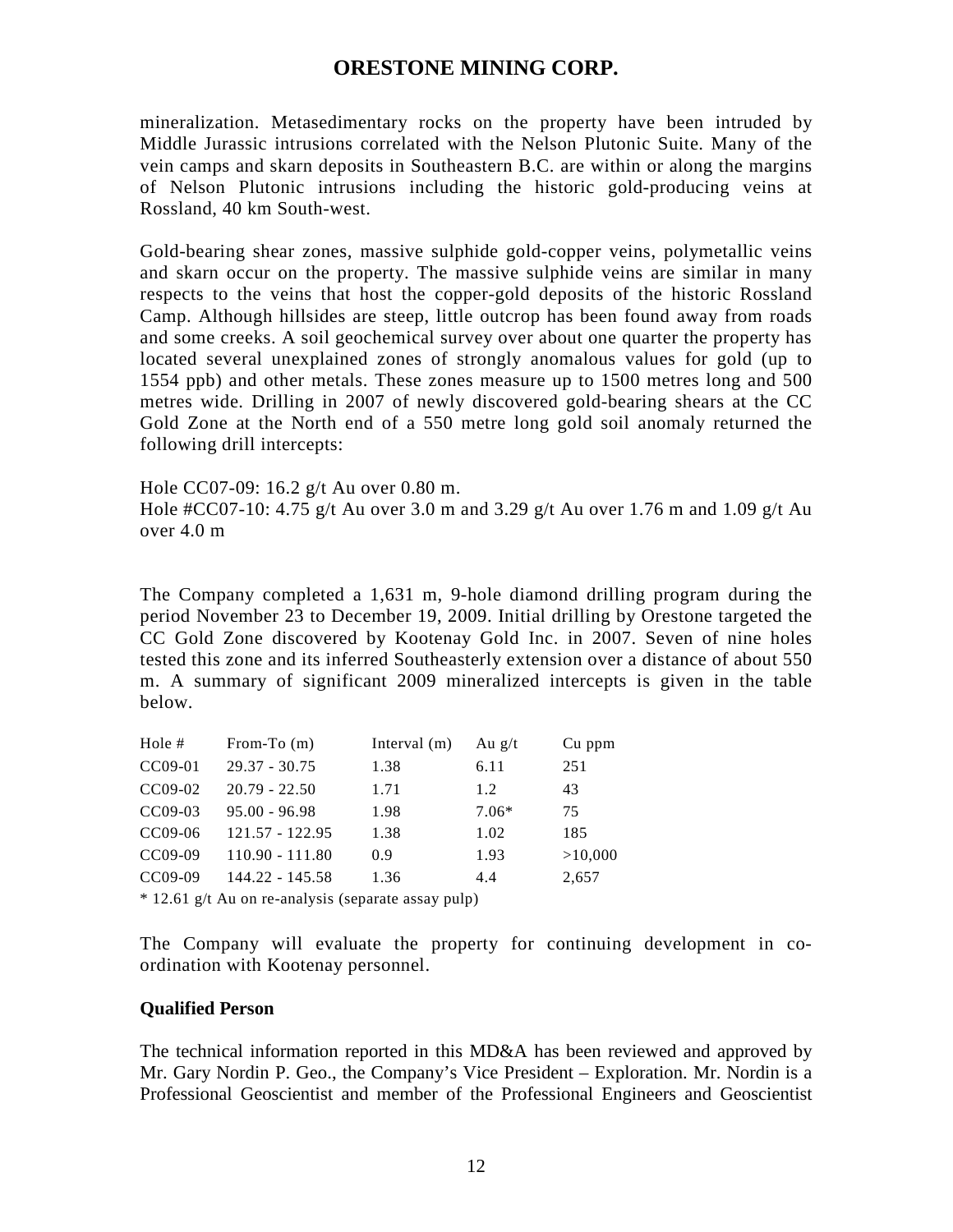mineralization. Metasedimentary rocks on the property have been intruded by Middle Jurassic intrusions correlated with the Nelson Plutonic Suite. Many of the vein camps and skarn deposits in Southeastern B.C. are within or along the margins of Nelson Plutonic intrusions including the historic gold-producing veins at Rossland, 40 km South-west.

Gold-bearing shear zones, massive sulphide gold-copper veins, polymetallic veins and skarn occur on the property. The massive sulphide veins are similar in many respects to the veins that host the copper-gold deposits of the historic Rossland Camp. Although hillsides are steep, little outcrop has been found away from roads and some creeks. A soil geochemical survey over about one quarter the property has located several unexplained zones of strongly anomalous values for gold (up to 1554 ppb) and other metals. These zones measure up to 1500 metres long and 500 metres wide. Drilling in 2007 of newly discovered gold-bearing shears at the CC Gold Zone at the North end of a 550 metre long gold soil anomaly returned the following drill intercepts:

Hole CC07-09: 16.2 g/t Au over 0.80 m.
Hole #CC07-10: 4.75 g/t Au over 3.0 m and 3.29 g/t Au over 1.76 m and 1.09 g/t Au over 4.0 m

The Company completed a 1,631 m, 9-hole diamond drilling program during the period November 23 to December 19, 2009. Initial drilling by Orestone targeted the CC Gold Zone discovered by Kootenay Gold Inc. in 2007. Seven of nine holes tested this zone and its inferred Southeasterly extension over a distance of about 550 m. A summary of significant 2009 mineralized intercepts is given in the table below.

| Hole # | From-To (m) | Interval (m) | Au g/t | Cu ppm |
|---|---|---|---|---|
| CC09-01 | 29.37 - 30.75 | 1.38 | 6.11 | 251 |
| CC09-02 | 20.79 - 22.50 | 1.71 | 1.2 | 43 |
| CC09-03 | 95.00 - 96.98 | 1.98 | 7.06* | 75 |
| CC09-06 | 121.57 - 122.95 | 1.38 | 1.02 | 185 |
| CC09-09 | 110.90 - 111.80 | 0.9 | 1.93 | >10,000 |
| CC09-09 | 144.22 - 145.58 | 1.36 | 4.4 | 2,657 |

* 12.61 g/t Au on re-analysis (separate assay pulp)

The Company will evaluate the property for continuing development in co-ordination with Kootenay personnel.

**Qualified Person**

The technical information reported in this MD&A has been reviewed and approved by Mr. Gary Nordin P. Geo., the Company's Vice President – Exploration. Mr. Nordin is a Professional Geoscientist and member of the Professional Engineers and Geoscientist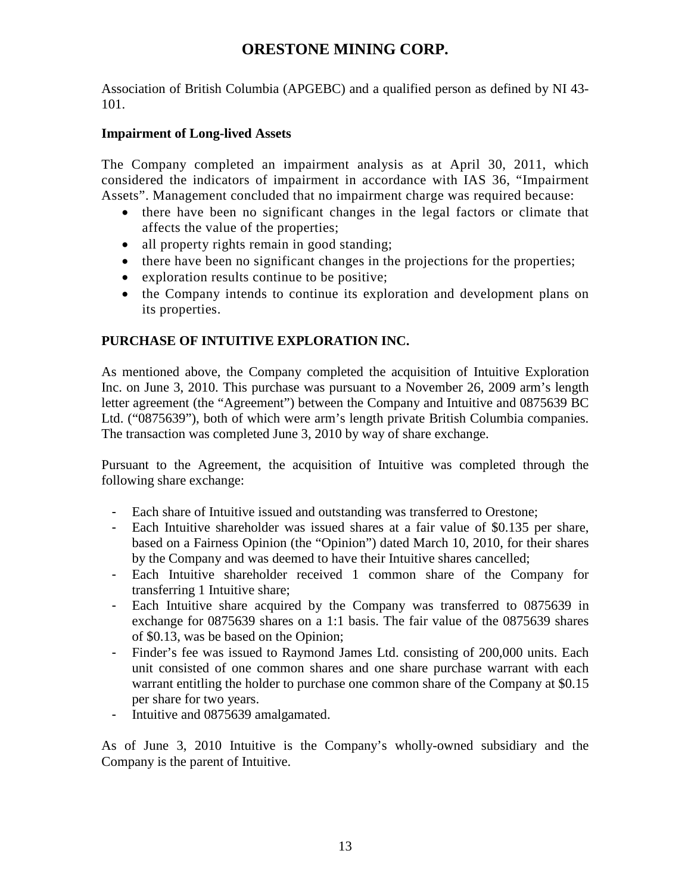Association of British Columbia (APGEBC) and a qualified person as defined by NI 43-101.

**Impairment of Long-lived Assets**

The Company completed an impairment analysis as at April 30, 2011, which considered the indicators of impairment in accordance with IAS 36, "Impairment Assets". Management concluded that no impairment charge was required because:

- there have been no significant changes in the legal factors or climate that affects the value of the properties;
- all property rights remain in good standing;
- there have been no significant changes in the projections for the properties;
- exploration results continue to be positive;
- the Company intends to continue its exploration and development plans on its properties.

## PURCHASE OF INTUITIVE EXPLORATION INC.

As mentioned above, the Company completed the acquisition of Intuitive Exploration Inc. on June 3, 2010. This purchase was pursuant to a November 26, 2009 arm's length letter agreement (the "Agreement") between the Company and Intuitive and 0875639 BC Ltd. ("0875639"), both of which were arm's length private British Columbia companies. The transaction was completed June 3, 2010 by way of share exchange.

Pursuant to the Agreement, the acquisition of Intuitive was completed through the following share exchange:

- Each share of Intuitive issued and outstanding was transferred to Orestone;
- Each Intuitive shareholder was issued shares at a fair value of $0.135 per share, based on a Fairness Opinion (the "Opinion") dated March 10, 2010, for their shares by the Company and was deemed to have their Intuitive shares cancelled;
- Each Intuitive shareholder received 1 common share of the Company for transferring 1 Intuitive share;
- Each Intuitive share acquired by the Company was transferred to 0875639 in exchange for 0875639 shares on a 1:1 basis. The fair value of the 0875639 shares of $0.13, was be based on the Opinion;
- Finder's fee was issued to Raymond James Ltd. consisting of 200,000 units. Each unit consisted of one common shares and one share purchase warrant with each warrant entitling the holder to purchase one common share of the Company at $0.15 per share for two years.
- Intuitive and 0875639 amalgamated.

As of June 3, 2010 Intuitive is the Company's wholly-owned subsidiary and the Company is the parent of Intuitive.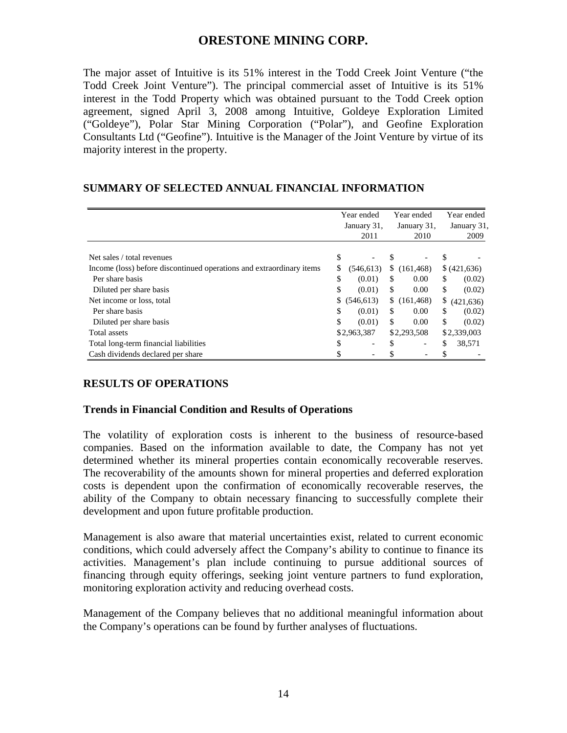# ORESTONE MINING CORP.

The major asset of Intuitive is its 51% interest in the Todd Creek Joint Venture ("the Todd Creek Joint Venture"). The principal commercial asset of Intuitive is its 51% interest in the Todd Property which was obtained pursuant to the Todd Creek option agreement, signed April 3, 2008 among Intuitive, Goldeye Exploration Limited ("Goldeye"), Polar Star Mining Corporation ("Polar"), and Geofine Exploration Consultants Ltd ("Geofine"). Intuitive is the Manager of the Joint Venture by virtue of its majority interest in the property.

## SUMMARY OF SELECTED ANNUAL FINANCIAL INFORMATION

| | Year ended January 31, 2011 | Year ended January 31, 2010 | Year ended January 31, 2009 |
|---|---|---|---|
| Net sales / total revenues | $ - | $ - | $ - |
| Income (loss) before discontinued operations and extraordinary items | $ (546,613) | $ (161,468) | $ (421,636) |
| Per share basis | $ (0.01) | $ 0.00 | $ (0.02) |
| Diluted per share basis | $ (0.01) | $ 0.00 | $ (0.02) |
| Net income or loss, total | $ (546,613) | $ (161,468) | $ (421,636) |
| Per share basis | $ (0.01) | $ 0.00 | $ (0.02) |
| Diluted per share basis | $ (0.01) | $ 0.00 | $ (0.02) |
| Total assets | $2,963,387 | $2,293,508 | $2,339,003 |
| Total long-term financial liabilities | $ - | $ - | $ 38,571 |
| Cash dividends declared per share | $ - | $ - | $ - |

## RESULTS OF OPERATIONS

### Trends in Financial Condition and Results of Operations

The volatility of exploration costs is inherent to the business of resource-based companies. Based on the information available to date, the Company has not yet determined whether its mineral properties contain economically recoverable reserves. The recoverability of the amounts shown for mineral properties and deferred exploration costs is dependent upon the confirmation of economically recoverable reserves, the ability of the Company to obtain necessary financing to successfully complete their development and upon future profitable production.

Management is also aware that material uncertainties exist, related to current economic conditions, which could adversely affect the Company's ability to continue to finance its activities. Management's plan include continuing to pursue additional sources of financing through equity offerings, seeking joint venture partners to fund exploration, monitoring exploration activity and reducing overhead costs.

Management of the Company believes that no additional meaningful information about the Company's operations can be found by further analyses of fluctuations.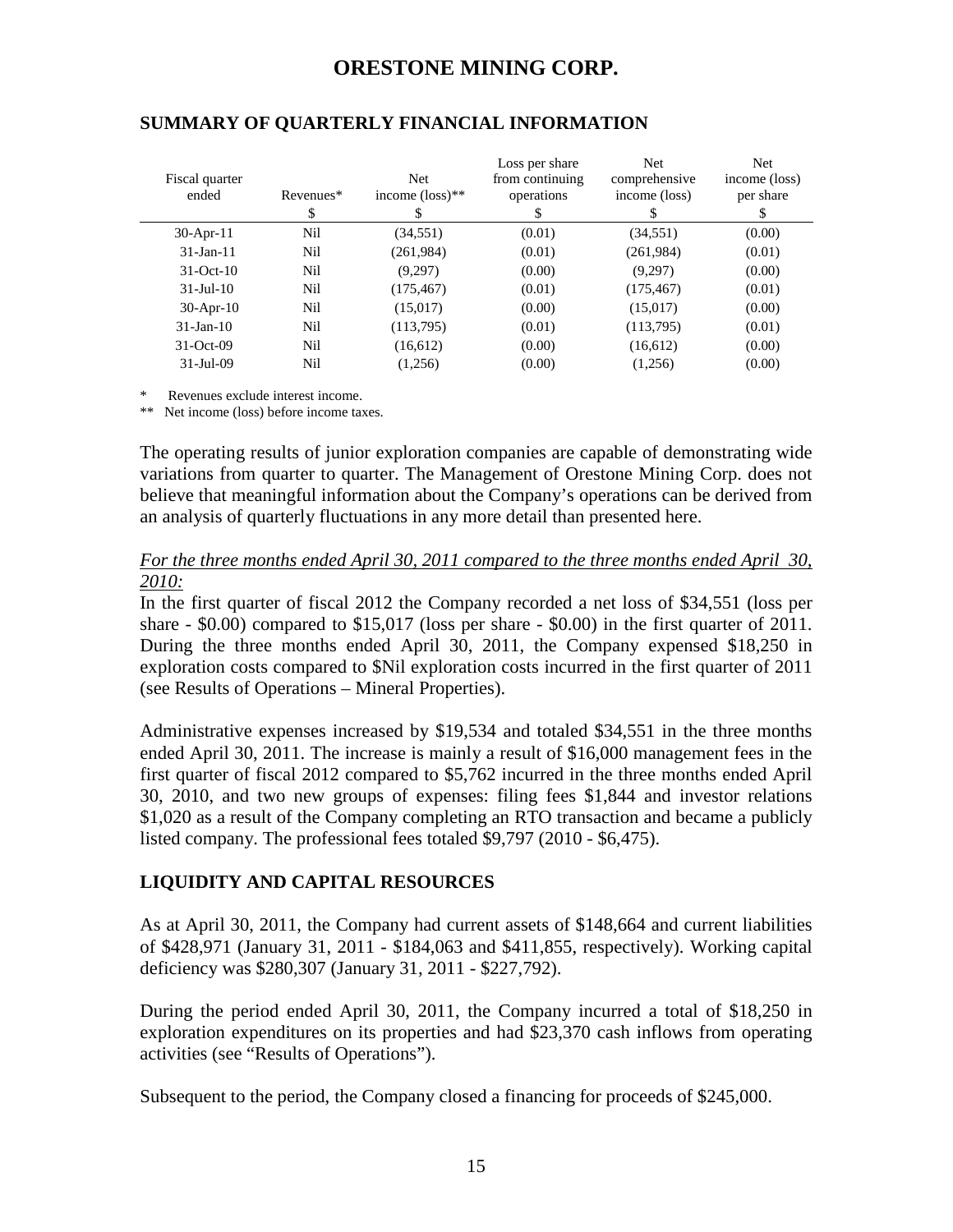# ORESTONE MINING CORP.

## SUMMARY OF QUARTERLY FINANCIAL INFORMATION

| Fiscal quarter ended | Revenues* | Net income (loss)** | Loss per share from continuing operations | Net comprehensive income (loss) | Net income (loss) per share |
|---|---|---|---|---|---|
| | $ | $ | $ | $ | $ |
| 30-Apr-11 | Nil | (34,551) | (0.01) | (34,551) | (0.00) |
| 31-Jan-11 | Nil | (261,984) | (0.01) | (261,984) | (0.01) |
| 31-Oct-10 | Nil | (9,297) | (0.00) | (9,297) | (0.00) |
| 31-Jul-10 | Nil | (175,467) | (0.01) | (175,467) | (0.01) |
| 30-Apr-10 | Nil | (15,017) | (0.00) | (15,017) | (0.00) |
| 31-Jan-10 | Nil | (113,795) | (0.01) | (113,795) | (0.01) |
| 31-Oct-09 | Nil | (16,612) | (0.00) | (16,612) | (0.00) |
| 31-Jul-09 | Nil | (1,256) | (0.00) | (1,256) | (0.00) |

\* Revenues exclude interest income.

\*\* Net income (loss) before income taxes.

The operating results of junior exploration companies are capable of demonstrating wide variations from quarter to quarter. The Management of Orestone Mining Corp. does not believe that meaningful information about the Company's operations can be derived from an analysis of quarterly fluctuations in any more detail than presented here.

*For the three months ended April 30, 2011 compared to the three months ended April 30, 2010:*

In the first quarter of fiscal 2012 the Company recorded a net loss of $34,551 (loss per share - $0.00) compared to $15,017 (loss per share - $0.00) in the first quarter of 2011. During the three months ended April 30, 2011, the Company expensed $18,250 in exploration costs compared to $Nil exploration costs incurred in the first quarter of 2011 (see Results of Operations – Mineral Properties).

Administrative expenses increased by $19,534 and totaled $34,551 in the three months ended April 30, 2011. The increase is mainly a result of $16,000 management fees in the first quarter of fiscal 2012 compared to $5,762 incurred in the three months ended April 30, 2010, and two new groups of expenses: filing fees $1,844 and investor relations $1,020 as a result of the Company completing an RTO transaction and became a publicly listed company. The professional fees totaled $9,797 (2010 - $6,475).

## LIQUIDITY AND CAPITAL RESOURCES

As at April 30, 2011, the Company had current assets of $148,664 and current liabilities of $428,971 (January 31, 2011 - $184,063 and $411,855, respectively). Working capital deficiency was $280,307 (January 31, 2011 - $227,792).

During the period ended April 30, 2011, the Company incurred a total of $18,250 in exploration expenditures on its properties and had $23,370 cash inflows from operating activities (see "Results of Operations").

Subsequent to the period, the Company closed a financing for proceeds of $245,000.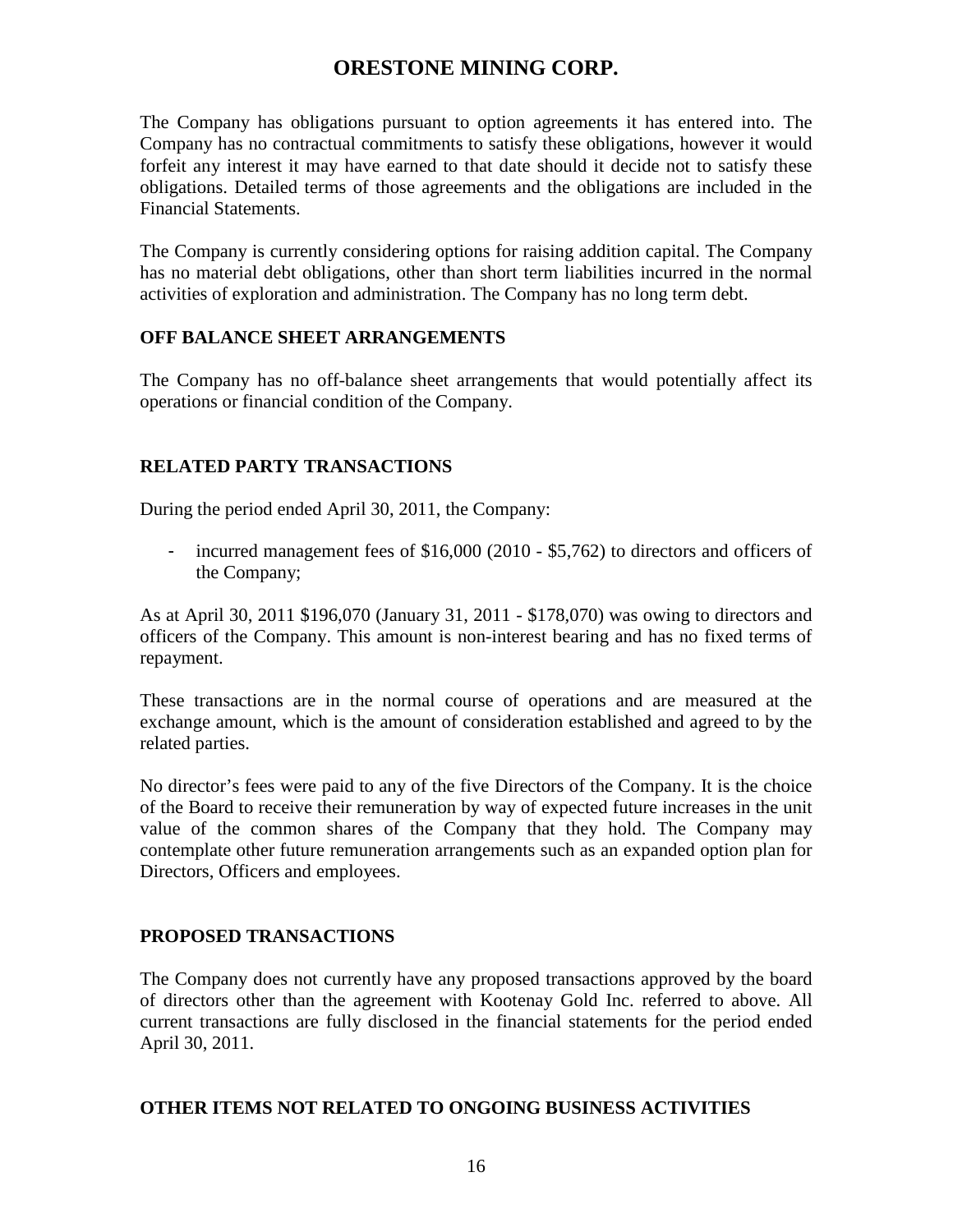The Company has obligations pursuant to option agreements it has entered into. The Company has no contractual commitments to satisfy these obligations, however it would forfeit any interest it may have earned to that date should it decide not to satisfy these obligations. Detailed terms of those agreements and the obligations are included in the Financial Statements.

The Company is currently considering options for raising addition capital. The Company has no material debt obligations, other than short term liabilities incurred in the normal activities of exploration and administration. The Company has no long term debt.

## OFF BALANCE SHEET ARRANGEMENTS

The Company has no off-balance sheet arrangements that would potentially affect its operations or financial condition of the Company.

## RELATED PARTY TRANSACTIONS

During the period ended April 30, 2011, the Company:

- incurred management fees of $16,000 (2010 - $5,762) to directors and officers of the Company;

As at April 30, 2011 $196,070 (January 31, 2011 - $178,070) was owing to directors and officers of the Company. This amount is non-interest bearing and has no fixed terms of repayment.

These transactions are in the normal course of operations and are measured at the exchange amount, which is the amount of consideration established and agreed to by the related parties.

No director's fees were paid to any of the five Directors of the Company. It is the choice of the Board to receive their remuneration by way of expected future increases in the unit value of the common shares of the Company that they hold. The Company may contemplate other future remuneration arrangements such as an expanded option plan for Directors, Officers and employees.

## PROPOSED TRANSACTIONS

The Company does not currently have any proposed transactions approved by the board of directors other than the agreement with Kootenay Gold Inc. referred to above. All current transactions are fully disclosed in the financial statements for the period ended April 30, 2011.

## OTHER ITEMS NOT RELATED TO ONGOING BUSINESS ACTIVITIES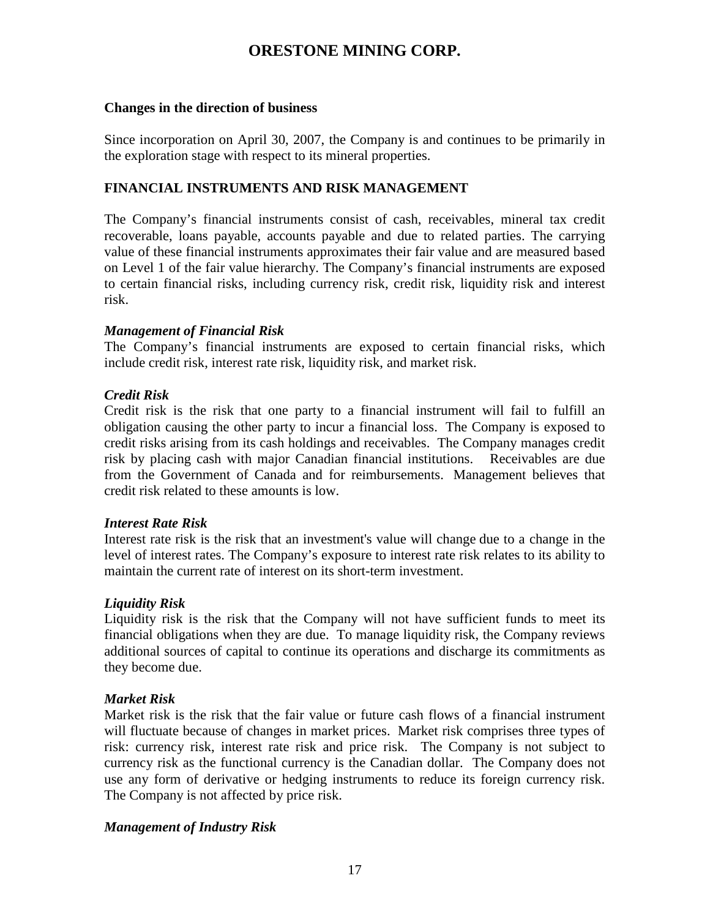### Changes in the direction of business

Since incorporation on April 30, 2007, the Company is and continues to be primarily in the exploration stage with respect to its mineral properties.

## FINANCIAL INSTRUMENTS AND RISK MANAGEMENT

The Company's financial instruments consist of cash, receivables, mineral tax credit recoverable, loans payable, accounts payable and due to related parties. The carrying value of these financial instruments approximates their fair value and are measured based on Level 1 of the fair value hierarchy. The Company's financial instruments are exposed to certain financial risks, including currency risk, credit risk, liquidity risk and interest risk.

***Management of Financial Risk***

The Company's financial instruments are exposed to certain financial risks, which include credit risk, interest rate risk, liquidity risk, and market risk.

***Credit Risk***

Credit risk is the risk that one party to a financial instrument will fail to fulfill an obligation causing the other party to incur a financial loss. The Company is exposed to credit risks arising from its cash holdings and receivables. The Company manages credit risk by placing cash with major Canadian financial institutions. Receivables are due from the Government of Canada and for reimbursements. Management believes that credit risk related to these amounts is low.

***Interest Rate Risk***

Interest rate risk is the risk that an investment's value will change due to a change in the level of interest rates. The Company's exposure to interest rate risk relates to its ability to maintain the current rate of interest on its short-term investment.

***Liquidity Risk***

Liquidity risk is the risk that the Company will not have sufficient funds to meet its financial obligations when they are due. To manage liquidity risk, the Company reviews additional sources of capital to continue its operations and discharge its commitments as they become due.

***Market Risk***

Market risk is the risk that the fair value or future cash flows of a financial instrument will fluctuate because of changes in market prices. Market risk comprises three types of risk: currency risk, interest rate risk and price risk. The Company is not subject to currency risk as the functional currency is the Canadian dollar. The Company does not use any form of derivative or hedging instruments to reduce its foreign currency risk. The Company is not affected by price risk.

***Management of Industry Risk***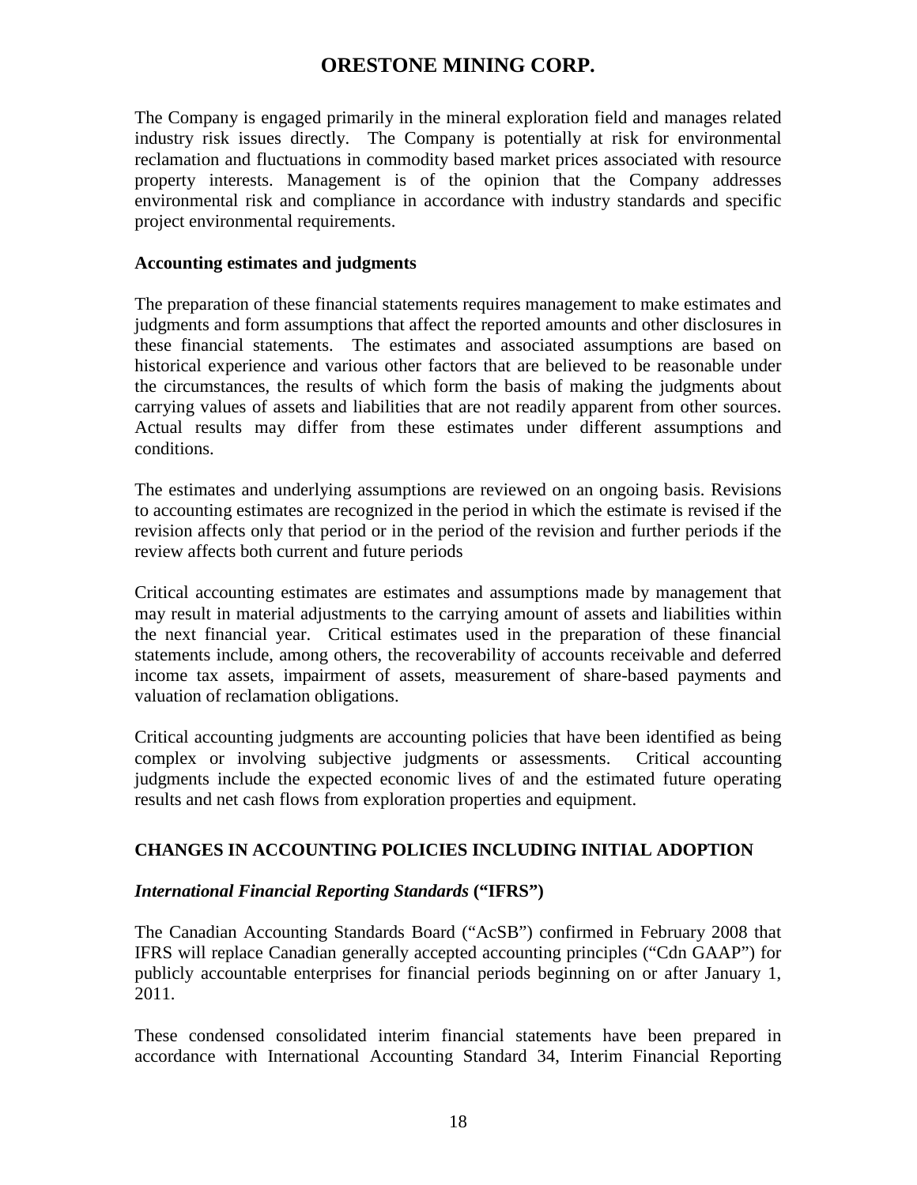The Company is engaged primarily in the mineral exploration field and manages related industry risk issues directly. The Company is potentially at risk for environmental reclamation and fluctuations in commodity based market prices associated with resource property interests. Management is of the opinion that the Company addresses environmental risk and compliance in accordance with industry standards and specific project environmental requirements.

**Accounting estimates and judgments**

The preparation of these financial statements requires management to make estimates and judgments and form assumptions that affect the reported amounts and other disclosures in these financial statements. The estimates and associated assumptions are based on historical experience and various other factors that are believed to be reasonable under the circumstances, the results of which form the basis of making the judgments about carrying values of assets and liabilities that are not readily apparent from other sources. Actual results may differ from these estimates under different assumptions and conditions.

The estimates and underlying assumptions are reviewed on an ongoing basis. Revisions to accounting estimates are recognized in the period in which the estimate is revised if the revision affects only that period or in the period of the revision and further periods if the review affects both current and future periods

Critical accounting estimates are estimates and assumptions made by management that may result in material adjustments to the carrying amount of assets and liabilities within the next financial year. Critical estimates used in the preparation of these financial statements include, among others, the recoverability of accounts receivable and deferred income tax assets, impairment of assets, measurement of share-based payments and valuation of reclamation obligations.

Critical accounting judgments are accounting policies that have been identified as being complex or involving subjective judgments or assessments. Critical accounting judgments include the expected economic lives of and the estimated future operating results and net cash flows from exploration properties and equipment.

## CHANGES IN ACCOUNTING POLICIES INCLUDING INITIAL ADOPTION

### *International Financial Reporting Standards* ("IFRS")

The Canadian Accounting Standards Board ("AcSB") confirmed in February 2008 that IFRS will replace Canadian generally accepted accounting principles ("Cdn GAAP") for publicly accountable enterprises for financial periods beginning on or after January 1, 2011.

These condensed consolidated interim financial statements have been prepared in accordance with International Accounting Standard 34, Interim Financial Reporting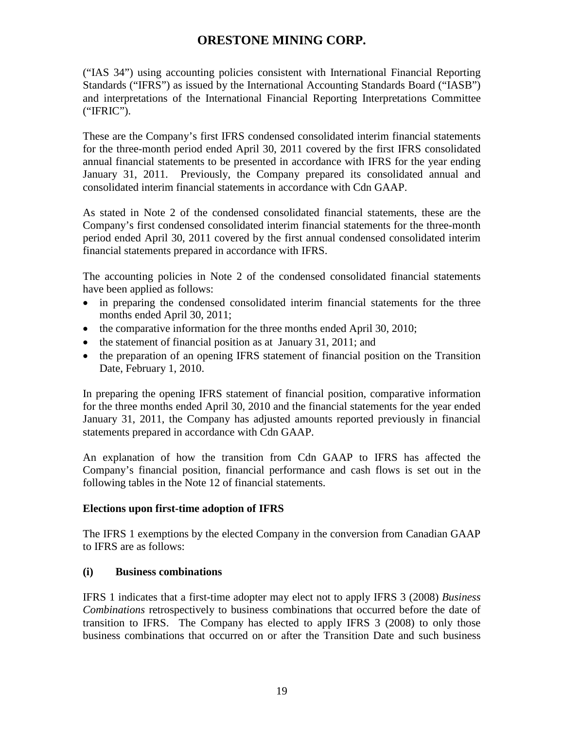("IAS 34") using accounting policies consistent with International Financial Reporting Standards ("IFRS") as issued by the International Accounting Standards Board ("IASB") and interpretations of the International Financial Reporting Interpretations Committee ("IFRIC").

These are the Company's first IFRS condensed consolidated interim financial statements for the three-month period ended April 30, 2011 covered by the first IFRS consolidated annual financial statements to be presented in accordance with IFRS for the year ending January 31, 2011. Previously, the Company prepared its consolidated annual and consolidated interim financial statements in accordance with Cdn GAAP.

As stated in Note 2 of the condensed consolidated financial statements, these are the Company's first condensed consolidated interim financial statements for the three-month period ended April 30, 2011 covered by the first annual condensed consolidated interim financial statements prepared in accordance with IFRS.

The accounting policies in Note 2 of the condensed consolidated financial statements have been applied as follows:

- in preparing the condensed consolidated interim financial statements for the three months ended April 30, 2011;
- the comparative information for the three months ended April 30, 2010;
- the statement of financial position as at January 31, 2011; and
- the preparation of an opening IFRS statement of financial position on the Transition Date, February 1, 2010.

In preparing the opening IFRS statement of financial position, comparative information for the three months ended April 30, 2010 and the financial statements for the year ended January 31, 2011, the Company has adjusted amounts reported previously in financial statements prepared in accordance with Cdn GAAP.

An explanation of how the transition from Cdn GAAP to IFRS has affected the Company's financial position, financial performance and cash flows is set out in the following tables in the Note 12 of financial statements.

**Elections upon first-time adoption of IFRS**

The IFRS 1 exemptions by the elected Company in the conversion from Canadian GAAP to IFRS are as follows:

**(i) Business combinations**

IFRS 1 indicates that a first-time adopter may elect not to apply IFRS 3 (2008) *Business Combinations* retrospectively to business combinations that occurred before the date of transition to IFRS. The Company has elected to apply IFRS 3 (2008) to only those business combinations that occurred on or after the Transition Date and such business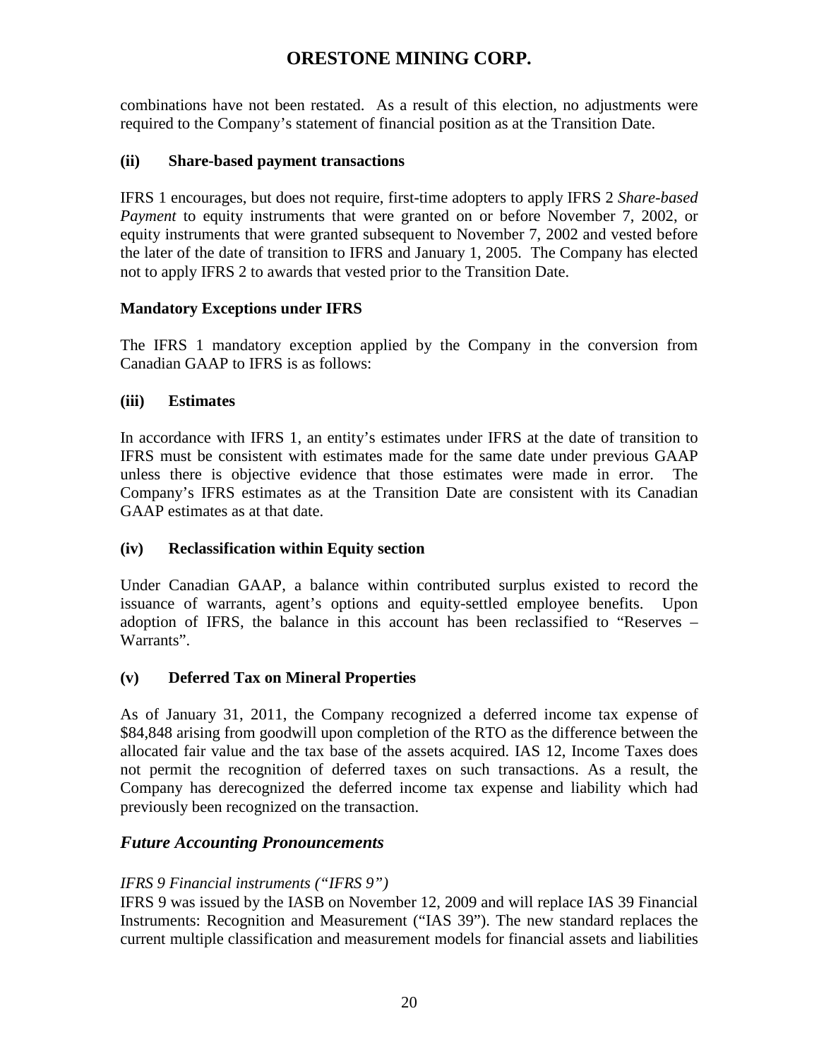combinations have not been restated. As a result of this election, no adjustments were required to the Company's statement of financial position as at the Transition Date.

**(ii) Share-based payment transactions**

IFRS 1 encourages, but does not require, first-time adopters to apply IFRS 2 *Share-based Payment* to equity instruments that were granted on or before November 7, 2002, or equity instruments that were granted subsequent to November 7, 2002 and vested before the later of the date of transition to IFRS and January 1, 2005. The Company has elected not to apply IFRS 2 to awards that vested prior to the Transition Date.

**Mandatory Exceptions under IFRS**

The IFRS 1 mandatory exception applied by the Company in the conversion from Canadian GAAP to IFRS is as follows:

**(iii) Estimates**

In accordance with IFRS 1, an entity's estimates under IFRS at the date of transition to IFRS must be consistent with estimates made for the same date under previous GAAP unless there is objective evidence that those estimates were made in error. The Company's IFRS estimates as at the Transition Date are consistent with its Canadian GAAP estimates as at that date.

**(iv) Reclassification within Equity section**

Under Canadian GAAP, a balance within contributed surplus existed to record the issuance of warrants, agent's options and equity-settled employee benefits. Upon adoption of IFRS, the balance in this account has been reclassified to "Reserves – Warrants".

**(v) Deferred Tax on Mineral Properties**

As of January 31, 2011, the Company recognized a deferred income tax expense of $84,848 arising from goodwill upon completion of the RTO as the difference between the allocated fair value and the tax base of the assets acquired. IAS 12, Income Taxes does not permit the recognition of deferred taxes on such transactions. As a result, the Company has derecognized the deferred income tax expense and liability which had previously been recognized on the transaction.

## *Future Accounting Pronouncements*

*IFRS 9 Financial instruments ("IFRS 9")*

IFRS 9 was issued by the IASB on November 12, 2009 and will replace IAS 39 Financial Instruments: Recognition and Measurement ("IAS 39"). The new standard replaces the current multiple classification and measurement models for financial assets and liabilities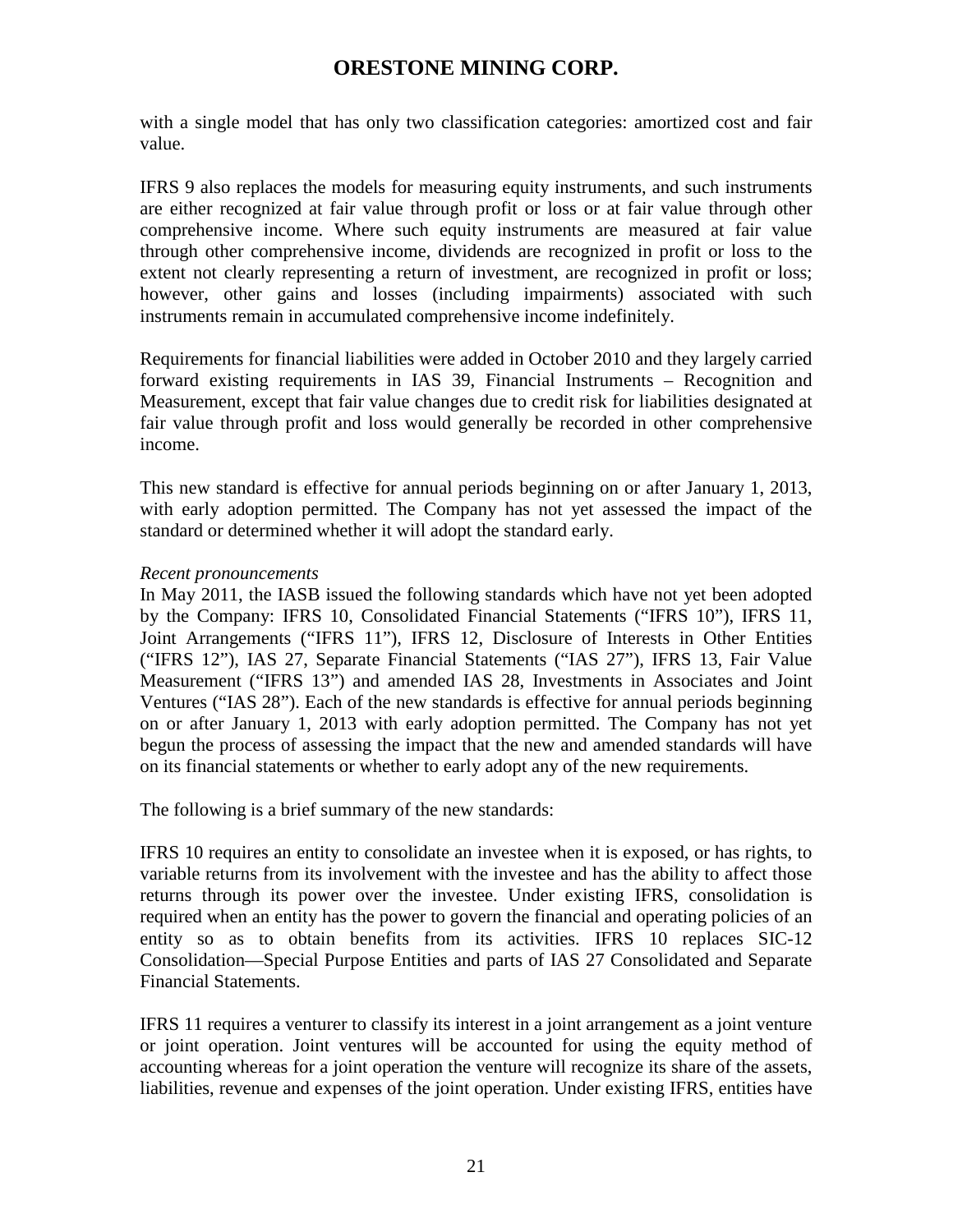with a single model that has only two classification categories: amortized cost and fair value.

IFRS 9 also replaces the models for measuring equity instruments, and such instruments are either recognized at fair value through profit or loss or at fair value through other comprehensive income. Where such equity instruments are measured at fair value through other comprehensive income, dividends are recognized in profit or loss to the extent not clearly representing a return of investment, are recognized in profit or loss; however, other gains and losses (including impairments) associated with such instruments remain in accumulated comprehensive income indefinitely.

Requirements for financial liabilities were added in October 2010 and they largely carried forward existing requirements in IAS 39, Financial Instruments – Recognition and Measurement, except that fair value changes due to credit risk for liabilities designated at fair value through profit and loss would generally be recorded in other comprehensive income.

This new standard is effective for annual periods beginning on or after January 1, 2013, with early adoption permitted. The Company has not yet assessed the impact of the standard or determined whether it will adopt the standard early.

*Recent pronouncements*

In May 2011, the IASB issued the following standards which have not yet been adopted by the Company: IFRS 10, Consolidated Financial Statements ("IFRS 10"), IFRS 11, Joint Arrangements ("IFRS 11"), IFRS 12, Disclosure of Interests in Other Entities ("IFRS 12"), IAS 27, Separate Financial Statements ("IAS 27"), IFRS 13, Fair Value Measurement ("IFRS 13") and amended IAS 28, Investments in Associates and Joint Ventures ("IAS 28"). Each of the new standards is effective for annual periods beginning on or after January 1, 2013 with early adoption permitted. The Company has not yet begun the process of assessing the impact that the new and amended standards will have on its financial statements or whether to early adopt any of the new requirements.

The following is a brief summary of the new standards:

IFRS 10 requires an entity to consolidate an investee when it is exposed, or has rights, to variable returns from its involvement with the investee and has the ability to affect those returns through its power over the investee. Under existing IFRS, consolidation is required when an entity has the power to govern the financial and operating policies of an entity so as to obtain benefits from its activities. IFRS 10 replaces SIC-12 Consolidation—Special Purpose Entities and parts of IAS 27 Consolidated and Separate Financial Statements.

IFRS 11 requires a venturer to classify its interest in a joint arrangement as a joint venture or joint operation. Joint ventures will be accounted for using the equity method of accounting whereas for a joint operation the venture will recognize its share of the assets, liabilities, revenue and expenses of the joint operation. Under existing IFRS, entities have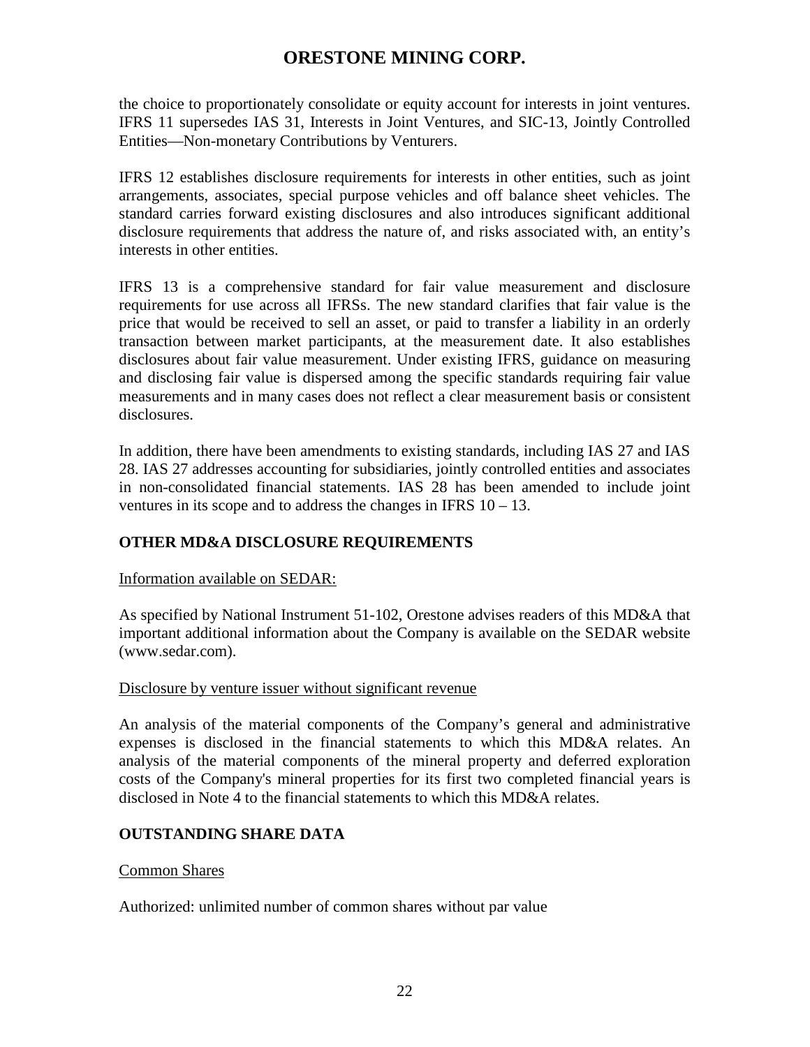the choice to proportionately consolidate or equity account for interests in joint ventures. IFRS 11 supersedes IAS 31, Interests in Joint Ventures, and SIC-13, Jointly Controlled Entities—Non-monetary Contributions by Venturers.

IFRS 12 establishes disclosure requirements for interests in other entities, such as joint arrangements, associates, special purpose vehicles and off balance sheet vehicles. The standard carries forward existing disclosures and also introduces significant additional disclosure requirements that address the nature of, and risks associated with, an entity's interests in other entities.

IFRS 13 is a comprehensive standard for fair value measurement and disclosure requirements for use across all IFRSs. The new standard clarifies that fair value is the price that would be received to sell an asset, or paid to transfer a liability in an orderly transaction between market participants, at the measurement date. It also establishes disclosures about fair value measurement. Under existing IFRS, guidance on measuring and disclosing fair value is dispersed among the specific standards requiring fair value measurements and in many cases does not reflect a clear measurement basis or consistent disclosures.

In addition, there have been amendments to existing standards, including IAS 27 and IAS 28. IAS 27 addresses accounting for subsidiaries, jointly controlled entities and associates in non-consolidated financial statements. IAS 28 has been amended to include joint ventures in its scope and to address the changes in IFRS 10 – 13.

## OTHER MD&A DISCLOSURE REQUIREMENTS

Information available on SEDAR:

As specified by National Instrument 51-102, Orestone advises readers of this MD&A that important additional information about the Company is available on the SEDAR website (www.sedar.com).

Disclosure by venture issuer without significant revenue

An analysis of the material components of the Company's general and administrative expenses is disclosed in the financial statements to which this MD&A relates. An analysis of the material components of the mineral property and deferred exploration costs of the Company's mineral properties for its first two completed financial years is disclosed in Note 4 to the financial statements to which this MD&A relates.

## OUTSTANDING SHARE DATA

Common Shares

Authorized: unlimited number of common shares without par value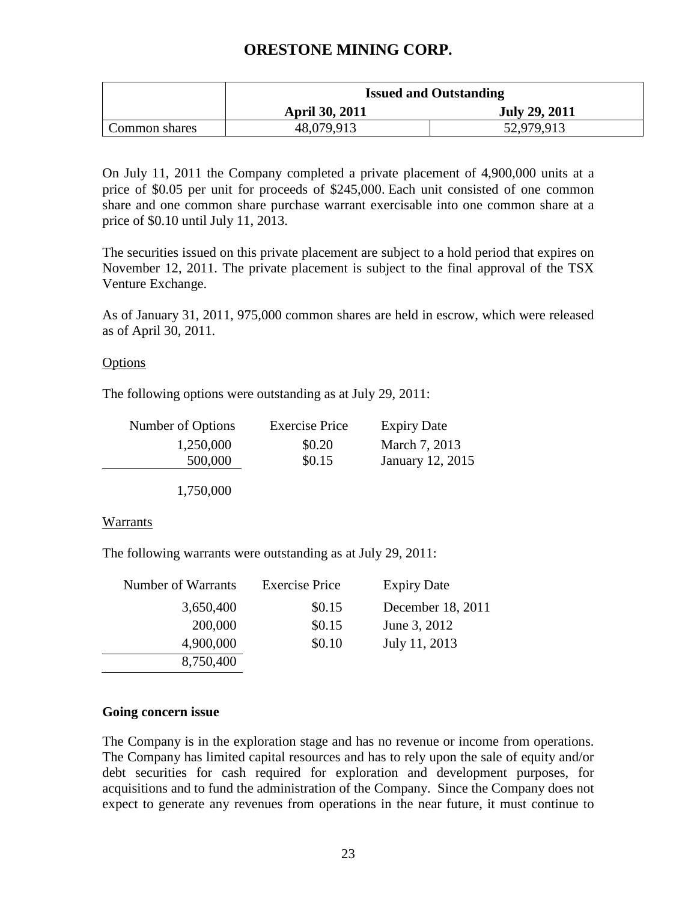|  | Issued and Outstanding |  |
| --- | --- | --- |
|  | **April 30, 2011** | **July 29, 2011** |
| Common shares | 48,079,913 | 52,979,913 |

On July 11, 2011 the Company completed a private placement of 4,900,000 units at a price of $0.05 per unit for proceeds of $245,000. Each unit consisted of one common share and one common share purchase warrant exercisable into one common share at a price of $0.10 until July 11, 2013.

The securities issued on this private placement are subject to a hold period that expires on November 12, 2011. The private placement is subject to the final approval of the TSX Venture Exchange.

As of January 31, 2011, 975,000 common shares are held in escrow, which were released as of April 30, 2011.

Options

The following options were outstanding as at July 29, 2011:

| Number of Options | Exercise Price | Expiry Date |
| --- | --- | --- |
| 1,250,000 | $0.20 | March 7, 2013 |
| 500,000 | $0.15 | January 12, 2015 |
| 1,750,000 | | |

Warrants

The following warrants were outstanding as at July 29, 2011:

| Number of Warrants | Exercise Price | Expiry Date |
| --- | --- | --- |
| 3,650,400 | $0.15 | December 18, 2011 |
| 200,000 | $0.15 | June 3, 2012 |
| 4,900,000 | $0.10 | July 11, 2013 |
| 8,750,400 | | |

**Going concern issue**

The Company is in the exploration stage and has no revenue or income from operations. The Company has limited capital resources and has to rely upon the sale of equity and/or debt securities for cash required for exploration and development purposes, for acquisitions and to fund the administration of the Company. Since the Company does not expect to generate any revenues from operations in the near future, it must continue to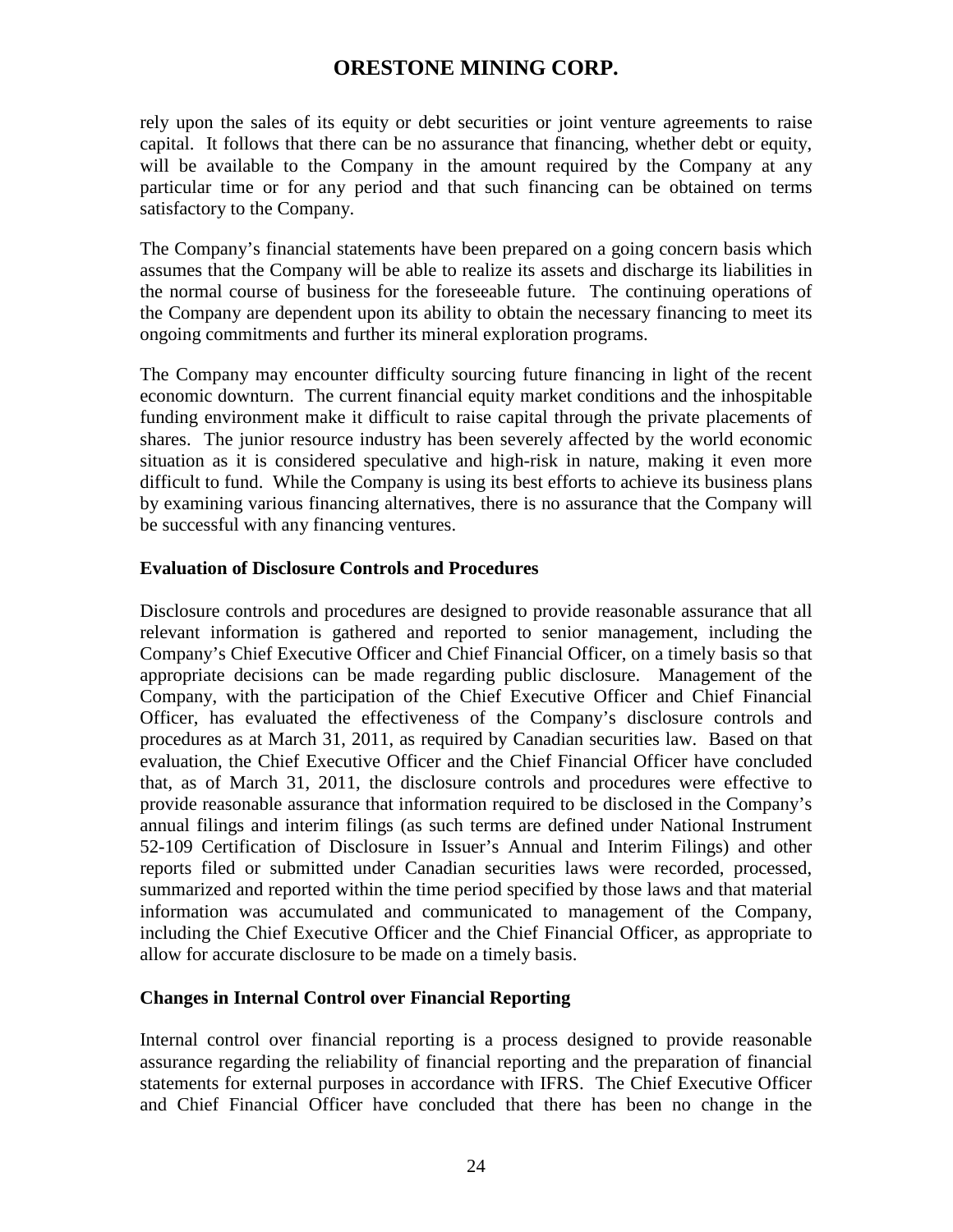rely upon the sales of its equity or debt securities or joint venture agreements to raise capital. It follows that there can be no assurance that financing, whether debt or equity, will be available to the Company in the amount required by the Company at any particular time or for any period and that such financing can be obtained on terms satisfactory to the Company.

The Company's financial statements have been prepared on a going concern basis which assumes that the Company will be able to realize its assets and discharge its liabilities in the normal course of business for the foreseeable future. The continuing operations of the Company are dependent upon its ability to obtain the necessary financing to meet its ongoing commitments and further its mineral exploration programs.

The Company may encounter difficulty sourcing future financing in light of the recent economic downturn. The current financial equity market conditions and the inhospitable funding environment make it difficult to raise capital through the private placements of shares. The junior resource industry has been severely affected by the world economic situation as it is considered speculative and high-risk in nature, making it even more difficult to fund. While the Company is using its best efforts to achieve its business plans by examining various financing alternatives, there is no assurance that the Company will be successful with any financing ventures.

### Evaluation of Disclosure Controls and Procedures

Disclosure controls and procedures are designed to provide reasonable assurance that all relevant information is gathered and reported to senior management, including the Company's Chief Executive Officer and Chief Financial Officer, on a timely basis so that appropriate decisions can be made regarding public disclosure. Management of the Company, with the participation of the Chief Executive Officer and Chief Financial Officer, has evaluated the effectiveness of the Company's disclosure controls and procedures as at March 31, 2011, as required by Canadian securities law. Based on that evaluation, the Chief Executive Officer and the Chief Financial Officer have concluded that, as of March 31, 2011, the disclosure controls and procedures were effective to provide reasonable assurance that information required to be disclosed in the Company's annual filings and interim filings (as such terms are defined under National Instrument 52-109 Certification of Disclosure in Issuer's Annual and Interim Filings) and other reports filed or submitted under Canadian securities laws were recorded, processed, summarized and reported within the time period specified by those laws and that material information was accumulated and communicated to management of the Company, including the Chief Executive Officer and the Chief Financial Officer, as appropriate to allow for accurate disclosure to be made on a timely basis.

### Changes in Internal Control over Financial Reporting

Internal control over financial reporting is a process designed to provide reasonable assurance regarding the reliability of financial reporting and the preparation of financial statements for external purposes in accordance with IFRS. The Chief Executive Officer and Chief Financial Officer have concluded that there has been no change in the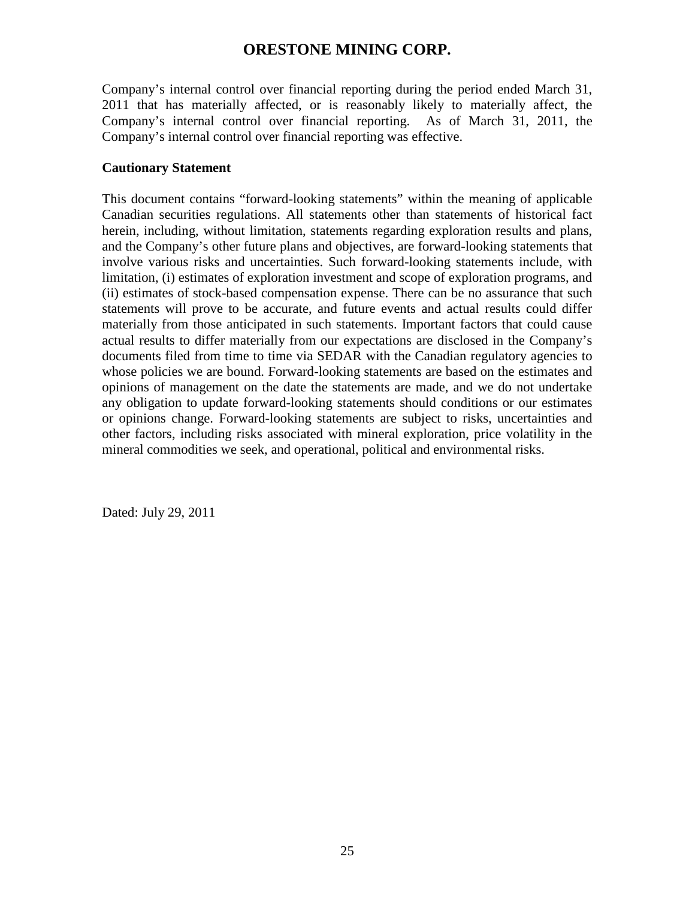Company's internal control over financial reporting during the period ended March 31, 2011 that has materially affected, or is reasonably likely to materially affect, the Company's internal control over financial reporting. As of March 31, 2011, the Company's internal control over financial reporting was effective.

**Cautionary Statement**

This document contains "forward-looking statements" within the meaning of applicable Canadian securities regulations. All statements other than statements of historical fact herein, including, without limitation, statements regarding exploration results and plans, and the Company's other future plans and objectives, are forward-looking statements that involve various risks and uncertainties. Such forward-looking statements include, with limitation, (i) estimates of exploration investment and scope of exploration programs, and (ii) estimates of stock-based compensation expense. There can be no assurance that such statements will prove to be accurate, and future events and actual results could differ materially from those anticipated in such statements. Important factors that could cause actual results to differ materially from our expectations are disclosed in the Company's documents filed from time to time via SEDAR with the Canadian regulatory agencies to whose policies we are bound. Forward-looking statements are based on the estimates and opinions of management on the date the statements are made, and we do not undertake any obligation to update forward-looking statements should conditions or our estimates or opinions change. Forward-looking statements are subject to risks, uncertainties and other factors, including risks associated with mineral exploration, price volatility in the mineral commodities we seek, and operational, political and environmental risks.

Dated: July 29, 2011